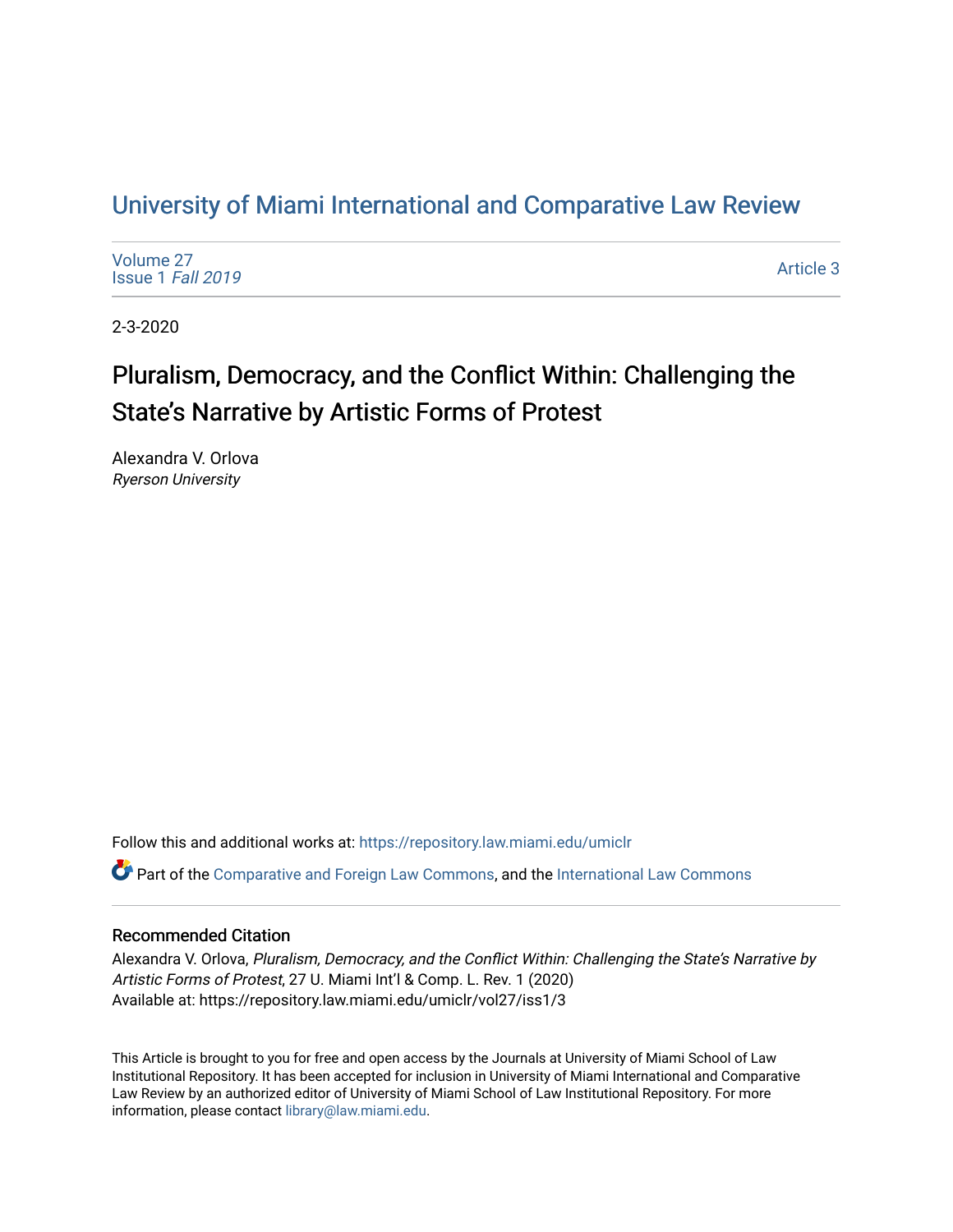# University of Miami International and Comparative Law Review

Volume 27
Issue 1 *Fall 2019*

Article 3

2-3-2020

## Pluralism, Democracy, and the Conflict Within: Challenging the State's Narrative by Artistic Forms of Protest

Alexandra V. Orlova
*Ryerson University*

Follow this and additional works at: https://repository.law.miami.edu/umiclr

Part of the Comparative and Foreign Law Commons, and the International Law Commons

### Recommended Citation

Alexandra V. Orlova, *Pluralism, Democracy, and the Conflict Within: Challenging the State's Narrative by Artistic Forms of Protest*, 27 U. Miami Int'l & Comp. L. Rev. 1 (2020)
Available at: https://repository.law.miami.edu/umiclr/vol27/iss1/3

This Article is brought to you for free and open access by the Journals at University of Miami School of Law Institutional Repository. It has been accepted for inclusion in University of Miami International and Comparative Law Review by an authorized editor of University of Miami School of Law Institutional Repository. For more information, please contact library@law.miami.edu.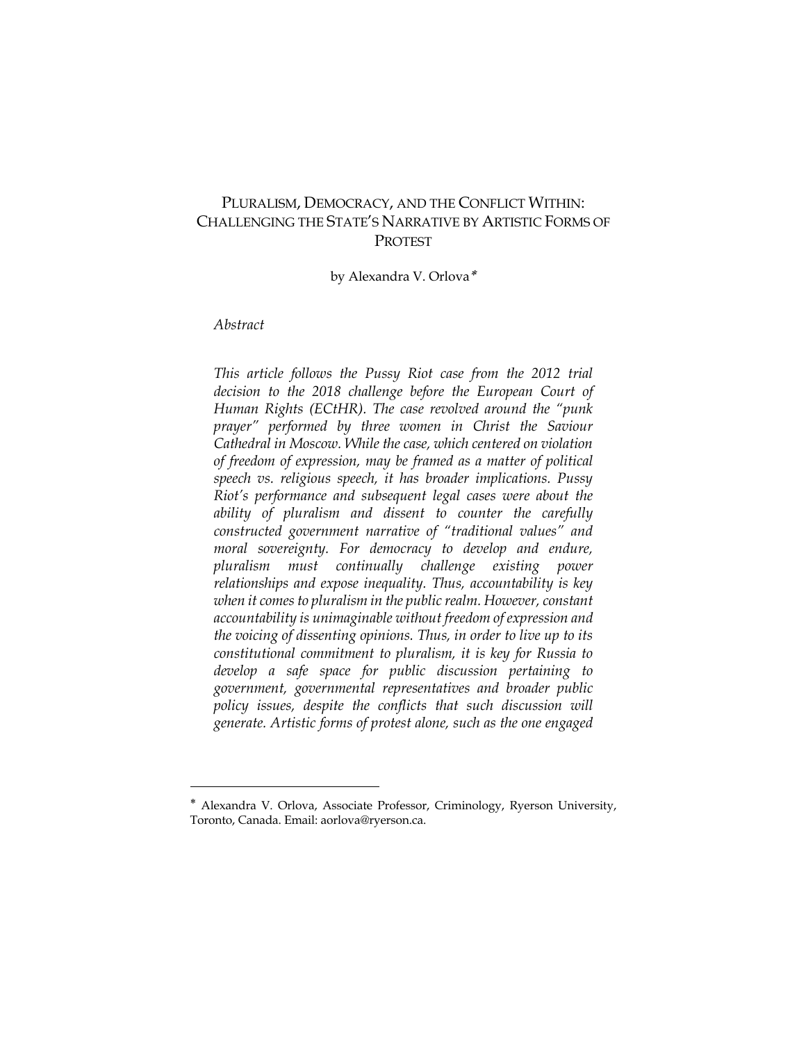# PLURALISM, DEMOCRACY, AND THE CONFLICT WITHIN: CHALLENGING THE STATE'S NARRATIVE BY ARTISTIC FORMS OF PROTEST

by Alexandra V. Orlova*

*Abstract*

*This article follows the Pussy Riot case from the 2012 trial decision to the 2018 challenge before the European Court of Human Rights (ECtHR). The case revolved around the "punk prayer" performed by three women in Christ the Saviour Cathedral in Moscow. While the case, which centered on violation of freedom of expression, may be framed as a matter of political speech vs. religious speech, it has broader implications. Pussy Riot's performance and subsequent legal cases were about the ability of pluralism and dissent to counter the carefully constructed government narrative of "traditional values" and moral sovereignty. For democracy to develop and endure, pluralism must continually challenge existing power relationships and expose inequality. Thus, accountability is key when it comes to pluralism in the public realm. However, constant accountability is unimaginable without freedom of expression and the voicing of dissenting opinions. Thus, in order to live up to its constitutional commitment to pluralism, it is key for Russia to develop a safe space for public discussion pertaining to government, governmental representatives and broader public policy issues, despite the conflicts that such discussion will generate. Artistic forms of protest alone, such as the one engaged*

---

* Alexandra V. Orlova, Associate Professor, Criminology, Ryerson University, Toronto, Canada. Email: aorlova@ryerson.ca.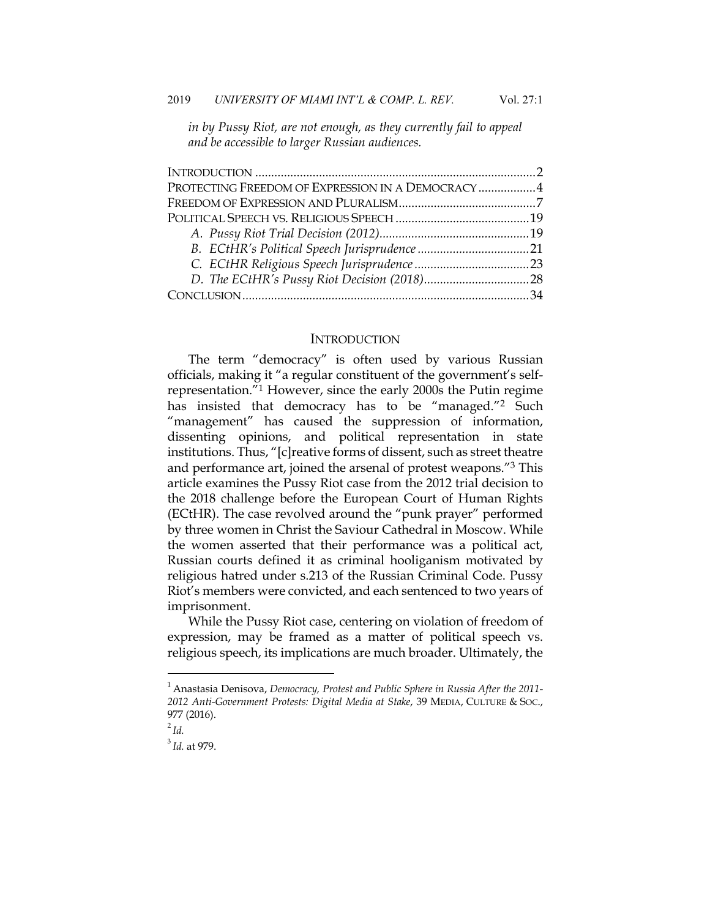*in by Pussy Riot, are not enough, as they currently fail to appeal and be accessible to larger Russian audiences.*

INTRODUCTION .......................................................................................2
PROTECTING FREEDOM OF EXPRESSION IN A DEMOCRACY ..................4
FREEDOM OF EXPRESSION AND PLURALISM...........................................7
POLITICAL SPEECH VS. RELIGIOUS SPEECH ..........................................19
*A. Pussy Riot Trial Decision (2012)*...............................................19
*B. ECtHR's Political Speech Jurisprudence*...................................21
*C. ECtHR Religious Speech Jurisprudence*....................................23
*D. The ECtHR's Pussy Riot Decision (2018)*.................................28
CONCLUSION.........................................................................................34

## INTRODUCTION

The term "democracy" is often used by various Russian officials, making it "a regular constituent of the government's self-representation."[1] However, since the early 2000s the Putin regime has insisted that democracy has to be "managed."[2] Such "management" has caused the suppression of information, dissenting opinions, and political representation in state institutions. Thus, "[c]reative forms of dissent, such as street theatre and performance art, joined the arsenal of protest weapons."[3] This article examines the Pussy Riot case from the 2012 trial decision to the 2018 challenge before the European Court of Human Rights (ECtHR). The case revolved around the "punk prayer" performed by three women in Christ the Saviour Cathedral in Moscow. While the women asserted that their performance was a political act, Russian courts defined it as criminal hooliganism motivated by religious hatred under s.213 of the Russian Criminal Code. Pussy Riot's members were convicted, and each sentenced to two years of imprisonment.

While the Pussy Riot case, centering on violation of freedom of expression, may be framed as a matter of political speech vs. religious speech, its implications are much broader. Ultimately, the

[1] Anastasia Denisova, *Democracy, Protest and Public Sphere in Russia After the 2011-2012 Anti-Government Protests: Digital Media at Stake*, 39 MEDIA, CULTURE & SOC., 977 (2016).

[2] *Id.*

[3] *Id.* at 979.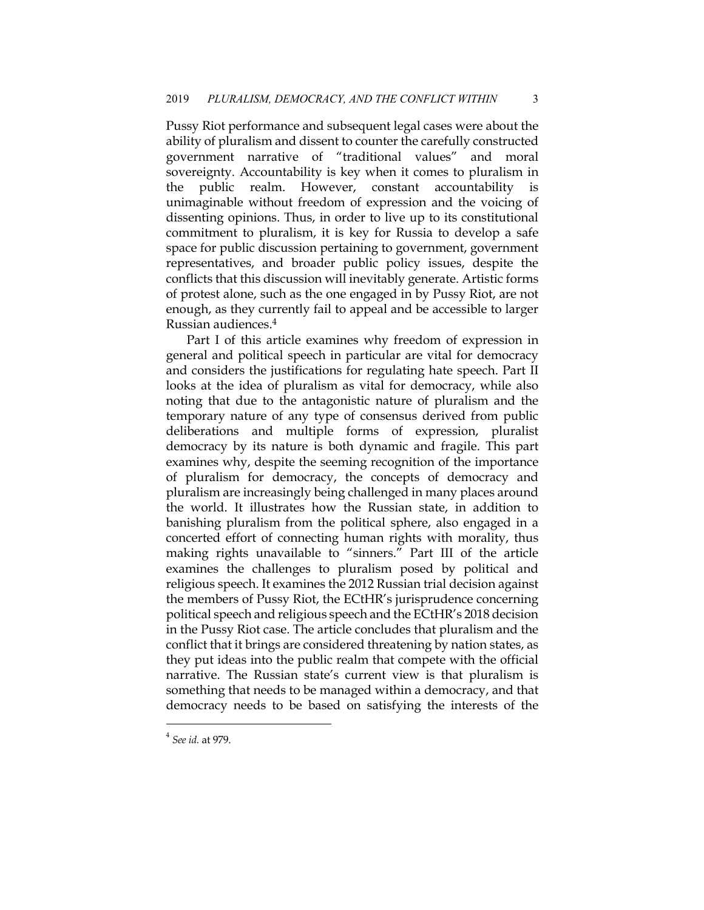Pussy Riot performance and subsequent legal cases were about the ability of pluralism and dissent to counter the carefully constructed government narrative of "traditional values" and moral sovereignty. Accountability is key when it comes to pluralism in the public realm. However, constant accountability is unimaginable without freedom of expression and the voicing of dissenting opinions. Thus, in order to live up to its constitutional commitment to pluralism, it is key for Russia to develop a safe space for public discussion pertaining to government, government representatives, and broader public policy issues, despite the conflicts that this discussion will inevitably generate. Artistic forms of protest alone, such as the one engaged in by Pussy Riot, are not enough, as they currently fail to appeal and be accessible to larger Russian audiences.[4]

Part I of this article examines why freedom of expression in general and political speech in particular are vital for democracy and considers the justifications for regulating hate speech. Part II looks at the idea of pluralism as vital for democracy, while also noting that due to the antagonistic nature of pluralism and the temporary nature of any type of consensus derived from public deliberations and multiple forms of expression, pluralist democracy by its nature is both dynamic and fragile. This part examines why, despite the seeming recognition of the importance of pluralism for democracy, the concepts of democracy and pluralism are increasingly being challenged in many places around the world. It illustrates how the Russian state, in addition to banishing pluralism from the political sphere, also engaged in a concerted effort of connecting human rights with morality, thus making rights unavailable to "sinners." Part III of the article examines the challenges to pluralism posed by political and religious speech. It examines the 2012 Russian trial decision against the members of Pussy Riot, the ECtHR's jurisprudence concerning political speech and religious speech and the ECtHR's 2018 decision in the Pussy Riot case. The article concludes that pluralism and the conflict that it brings are considered threatening by nation states, as they put ideas into the public realm that compete with the official narrative. The Russian state's current view is that pluralism is something that needs to be managed within a democracy, and that democracy needs to be based on satisfying the interests of the

---

[4] *See id.* at 979.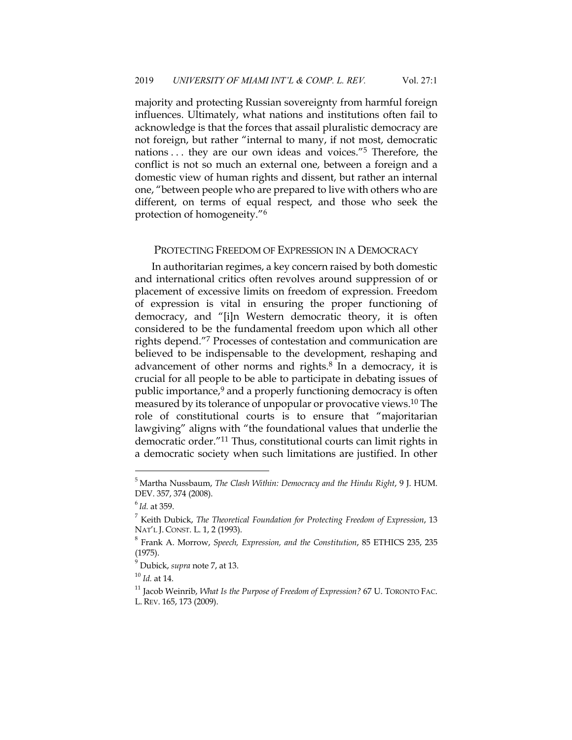majority and protecting Russian sovereignty from harmful foreign influences. Ultimately, what nations and institutions often fail to acknowledge is that the forces that assail pluralistic democracy are not foreign, but rather "internal to many, if not most, democratic nations . . . they are our own ideas and voices."[5] Therefore, the conflict is not so much an external one, between a foreign and a domestic view of human rights and dissent, but rather an internal one, "between people who are prepared to live with others who are different, on terms of equal respect, and those who seek the protection of homogeneity."[6]

## PROTECTING FREEDOM OF EXPRESSION IN A DEMOCRACY

In authoritarian regimes, a key concern raised by both domestic and international critics often revolves around suppression of or placement of excessive limits on freedom of expression. Freedom of expression is vital in ensuring the proper functioning of democracy, and "[i]n Western democratic theory, it is often considered to be the fundamental freedom upon which all other rights depend."[7] Processes of contestation and communication are believed to be indispensable to the development, reshaping and advancement of other norms and rights.[8] In a democracy, it is crucial for all people to be able to participate in debating issues of public importance,[9] and a properly functioning democracy is often measured by its tolerance of unpopular or provocative views.[10] The role of constitutional courts is to ensure that "majoritarian lawgiving" aligns with "the foundational values that underlie the democratic order."[11] Thus, constitutional courts can limit rights in a democratic society when such limitations are justified. In other

---

[5] Martha Nussbaum, *The Clash Within: Democracy and the Hindu Right*, 9 J. HUM. DEV. 357, 374 (2008).

[6] *Id.* at 359.

[7] Keith Dubick, *The Theoretical Foundation for Protecting Freedom of Expression*, 13 NAT'L J. CONST. L. 1, 2 (1993).

[8] Frank A. Morrow, *Speech, Expression, and the Constitution*, 85 ETHICS 235, 235 (1975).

[9] Dubick, *supra* note 7, at 13.

[10] *Id.* at 14.

[11] Jacob Weinrib, *What Is the Purpose of Freedom of Expression?* 67 U. TORONTO FAC. L. REV. 165, 173 (2009).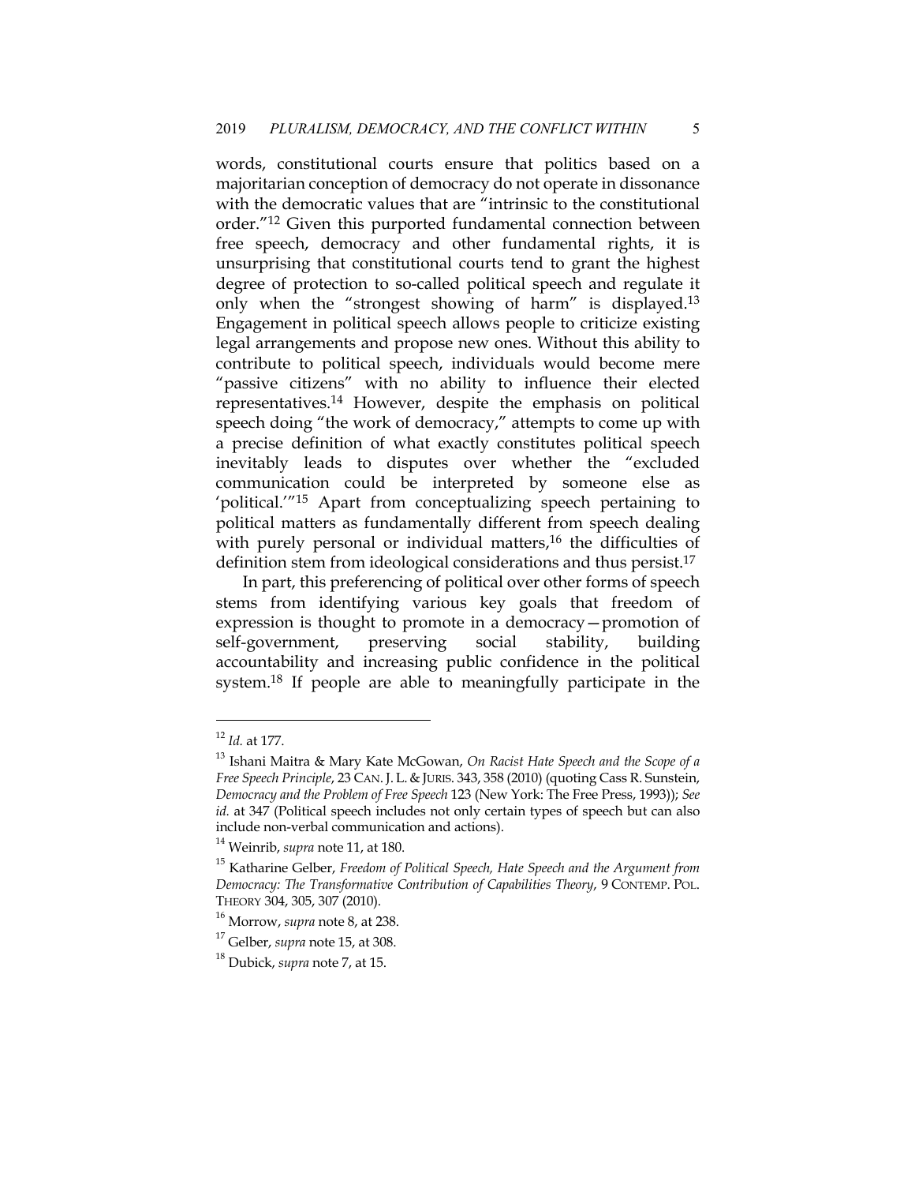words, constitutional courts ensure that politics based on a majoritarian conception of democracy do not operate in dissonance with the democratic values that are "intrinsic to the constitutional order."[12] Given this purported fundamental connection between free speech, democracy and other fundamental rights, it is unsurprising that constitutional courts tend to grant the highest degree of protection to so-called political speech and regulate it only when the "strongest showing of harm" is displayed.[13] Engagement in political speech allows people to criticize existing legal arrangements and propose new ones. Without this ability to contribute to political speech, individuals would become mere "passive citizens" with no ability to influence their elected representatives.[14] However, despite the emphasis on political speech doing "the work of democracy," attempts to come up with a precise definition of what exactly constitutes political speech inevitably leads to disputes over whether the "excluded communication could be interpreted by someone else as 'political.'"[15] Apart from conceptualizing speech pertaining to political matters as fundamentally different from speech dealing with purely personal or individual matters,[16] the difficulties of definition stem from ideological considerations and thus persist.[17]

In part, this preferencing of political over other forms of speech stems from identifying various key goals that freedom of expression is thought to promote in a democracy—promotion of self-government, preserving social stability, building accountability and increasing public confidence in the political system.[18] If people are able to meaningfully participate in the

---

[12] *Id.* at 177.

[13] Ishani Maitra & Mary Kate McGowan, *On Racist Hate Speech and the Scope of a Free Speech Principle*, 23 CAN. J. L. & JURIS. 343, 358 (2010) (quoting Cass R. Sunstein, *Democracy and the Problem of Free Speech* 123 (New York: The Free Press, 1993)); *See id.* at 347 (Political speech includes not only certain types of speech but can also include non-verbal communication and actions).

[14] Weinrib, *supra* note 11, at 180.

[15] Katharine Gelber, *Freedom of Political Speech, Hate Speech and the Argument from Democracy: The Transformative Contribution of Capabilities Theory*, 9 CONTEMP. POL. THEORY 304, 305, 307 (2010).

[16] Morrow, *supra* note 8, at 238.

[17] Gelber, *supra* note 15, at 308.

[18] Dubick, *supra* note 7, at 15.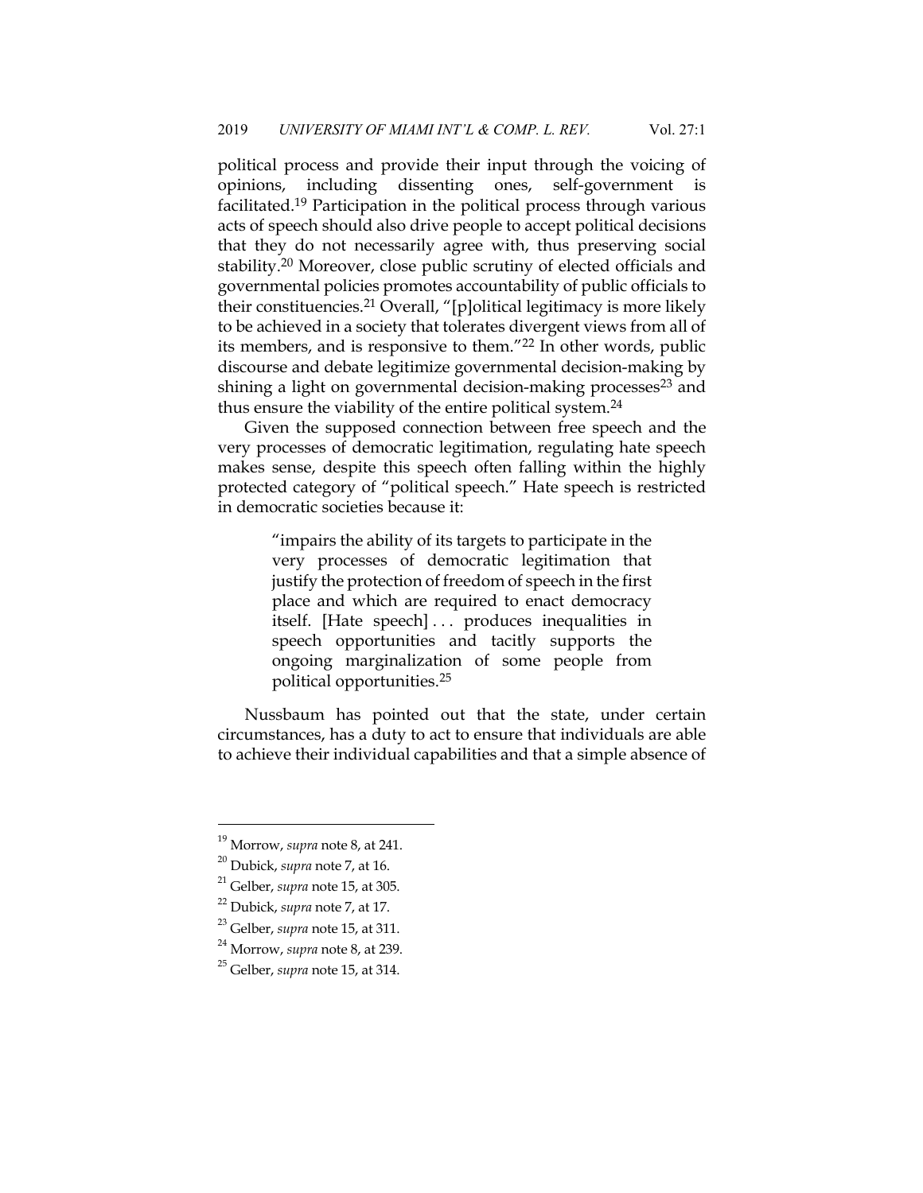political process and provide their input through the voicing of opinions, including dissenting ones, self-government is facilitated.[19] Participation in the political process through various acts of speech should also drive people to accept political decisions that they do not necessarily agree with, thus preserving social stability.[20] Moreover, close public scrutiny of elected officials and governmental policies promotes accountability of public officials to their constituencies.[21] Overall, "[p]olitical legitimacy is more likely to be achieved in a society that tolerates divergent views from all of its members, and is responsive to them."[22] In other words, public discourse and debate legitimize governmental decision-making by shining a light on governmental decision-making processes[23] and thus ensure the viability of the entire political system.[24]

Given the supposed connection between free speech and the very processes of democratic legitimation, regulating hate speech makes sense, despite this speech often falling within the highly protected category of "political speech." Hate speech is restricted in democratic societies because it:

> "impairs the ability of its targets to participate in the very processes of democratic legitimation that justify the protection of freedom of speech in the first place and which are required to enact democracy itself. [Hate speech] . . . produces inequalities in speech opportunities and tacitly supports the ongoing marginalization of some people from political opportunities.[25]

Nussbaum has pointed out that the state, under certain circumstances, has a duty to act to ensure that individuals are able to achieve their individual capabilities and that a simple absence of

---

[19] Morrow, *supra* note 8, at 241.

[20] Dubick, *supra* note 7, at 16.

[21] Gelber, *supra* note 15, at 305.

[22] Dubick, *supra* note 7, at 17.

[23] Gelber, *supra* note 15, at 311.

[24] Morrow, *supra* note 8, at 239.

[25] Gelber, *supra* note 15, at 314.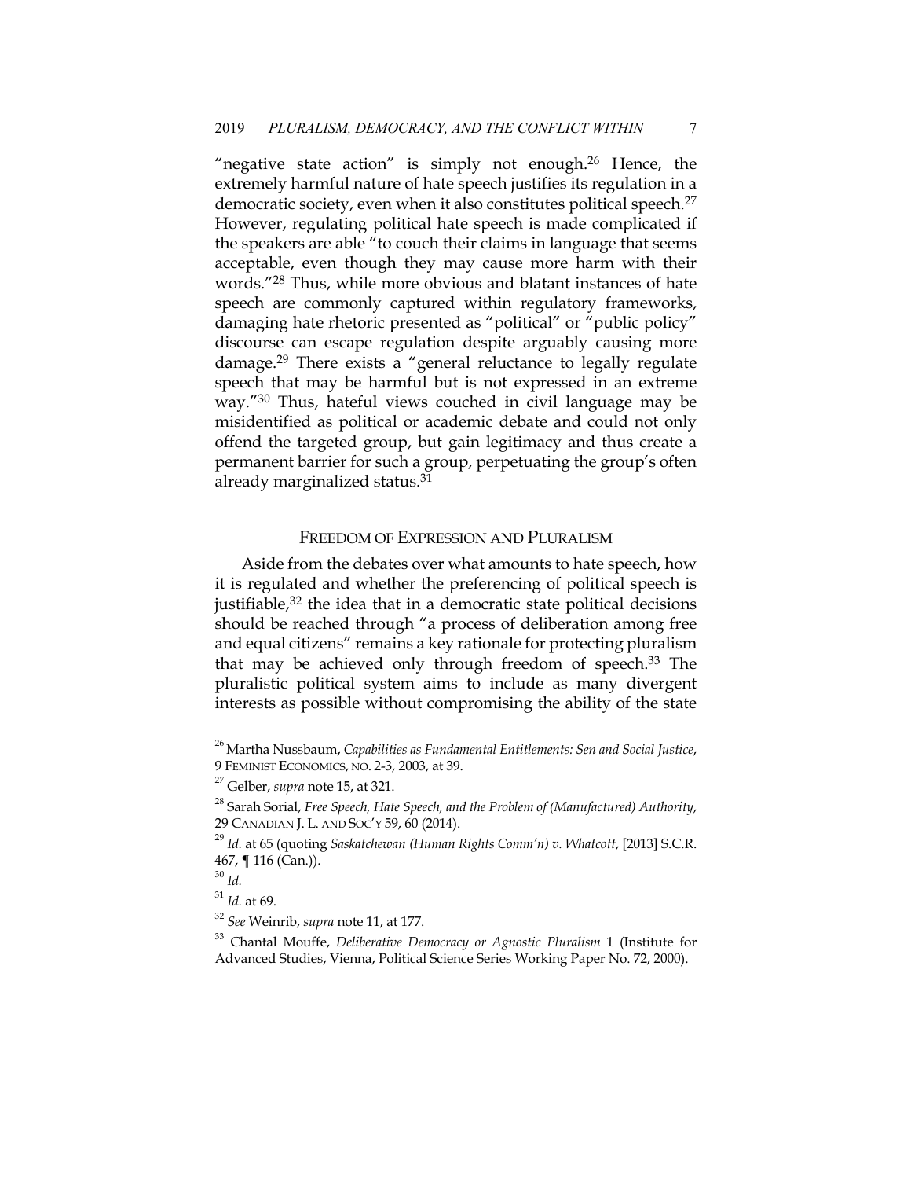"negative state action" is simply not enough.[26] Hence, the extremely harmful nature of hate speech justifies its regulation in a democratic society, even when it also constitutes political speech.[27] However, regulating political hate speech is made complicated if the speakers are able "to couch their claims in language that seems acceptable, even though they may cause more harm with their words."[28] Thus, while more obvious and blatant instances of hate speech are commonly captured within regulatory frameworks, damaging hate rhetoric presented as "political" or "public policy" discourse can escape regulation despite arguably causing more damage.[29] There exists a "general reluctance to legally regulate speech that may be harmful but is not expressed in an extreme way."[30] Thus, hateful views couched in civil language may be misidentified as political or academic debate and could not only offend the targeted group, but gain legitimacy and thus create a permanent barrier for such a group, perpetuating the group's often already marginalized status.[31]

## FREEDOM OF EXPRESSION AND PLURALISM

Aside from the debates over what amounts to hate speech, how it is regulated and whether the preferencing of political speech is justifiable,[32] the idea that in a democratic state political decisions should be reached through "a process of deliberation among free and equal citizens" remains a key rationale for protecting pluralism that may be achieved only through freedom of speech.[33] The pluralistic political system aims to include as many divergent interests as possible without compromising the ability of the state

---

[26] Martha Nussbaum, *Capabilities as Fundamental Entitlements: Sen and Social Justice*, 9 FEMINIST ECONOMICS, NO. 2-3, 2003, at 39.

[27] Gelber, *supra* note 15, at 321.

[28] Sarah Sorial, *Free Speech, Hate Speech, and the Problem of (Manufactured) Authority*, 29 CANADIAN J. L. AND SOC'Y 59, 60 (2014).

[29] *Id.* at 65 (quoting *Saskatchewan (Human Rights Comm'n) v. Whatcott*, [2013] S.C.R. 467, ¶ 116 (Can.)).

[30] *Id.*

[31] *Id.* at 69.

[32] *See* Weinrib, *supra* note 11, at 177.

[33] Chantal Mouffe, *Deliberative Democracy or Agnostic Pluralism* 1 (Institute for Advanced Studies, Vienna, Political Science Series Working Paper No. 72, 2000).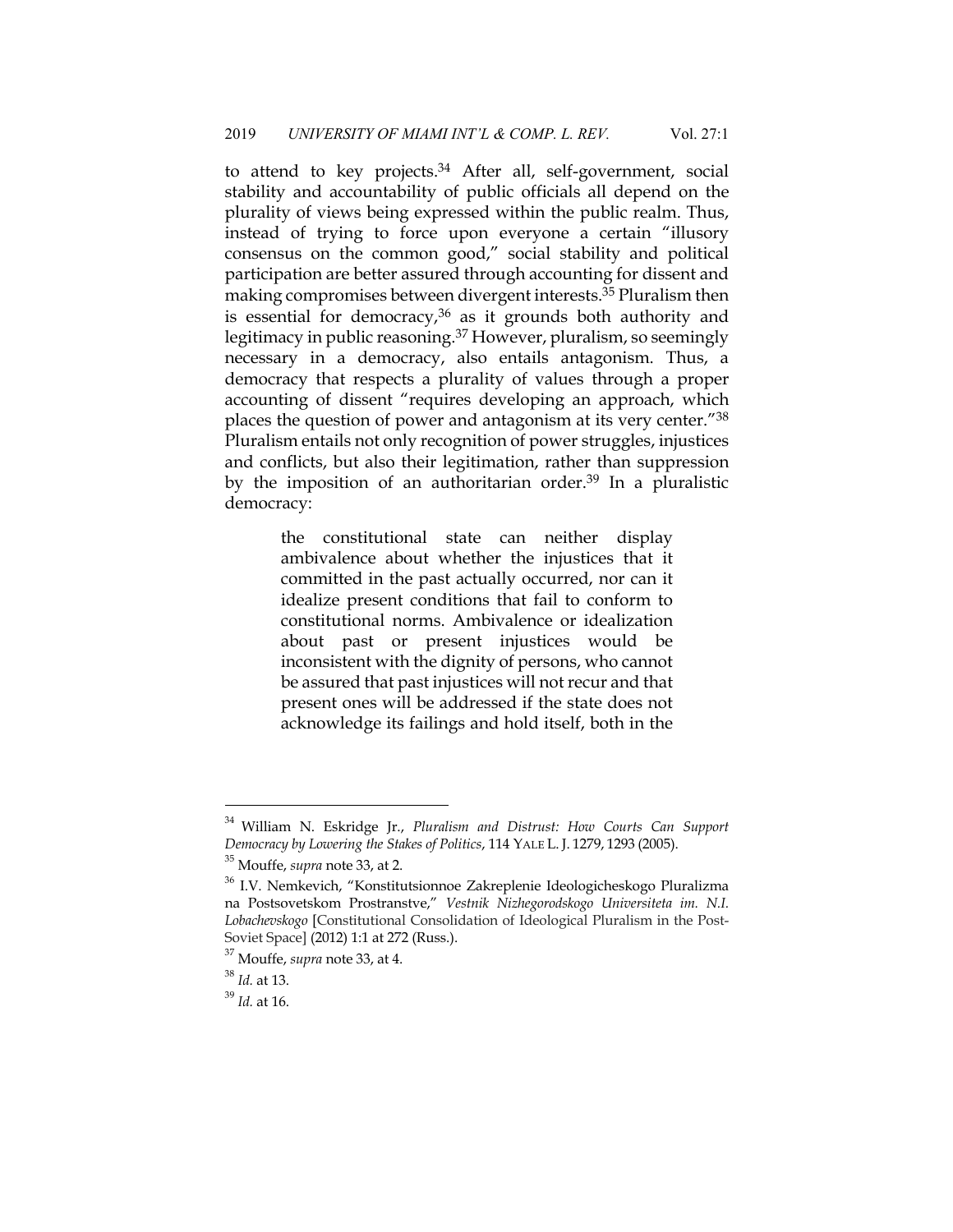to attend to key projects.[34] After all, self-government, social stability and accountability of public officials all depend on the plurality of views being expressed within the public realm. Thus, instead of trying to force upon everyone a certain "illusory consensus on the common good," social stability and political participation are better assured through accounting for dissent and making compromises between divergent interests.[35] Pluralism then is essential for democracy,[36] as it grounds both authority and legitimacy in public reasoning.[37] However, pluralism, so seemingly necessary in a democracy, also entails antagonism. Thus, a democracy that respects a plurality of values through a proper accounting of dissent "requires developing an approach, which places the question of power and antagonism at its very center."[38] Pluralism entails not only recognition of power struggles, injustices and conflicts, but also their legitimation, rather than suppression by the imposition of an authoritarian order.[39] In a pluralistic democracy:

> the constitutional state can neither display ambivalence about whether the injustices that it committed in the past actually occurred, nor can it idealize present conditions that fail to conform to constitutional norms. Ambivalence or idealization about past or present injustices would be inconsistent with the dignity of persons, who cannot be assured that past injustices will not recur and that present ones will be addressed if the state does not acknowledge its failings and hold itself, both in the

---

[34] William N. Eskridge Jr., *Pluralism and Distrust: How Courts Can Support Democracy by Lowering the Stakes of Politics*, 114 YALE L. J. 1279, 1293 (2005).

[35] Mouffe, *supra* note 33, at 2.

[36] I.V. Nemkevich, "Konstitutsionnoe Zakreplenie Ideologicheskogo Pluralizma na Postsovetskom Prostranstve," *Vestnik Nizhegorodskogo Universiteta im. N.I. Lobachevskogo* [Constitutional Consolidation of Ideological Pluralism in the Post-Soviet Space] (2012) 1:1 at 272 (Russ.).

[37] Mouffe, *supra* note 33, at 4.

[38] *Id.* at 13.

[39] *Id.* at 16.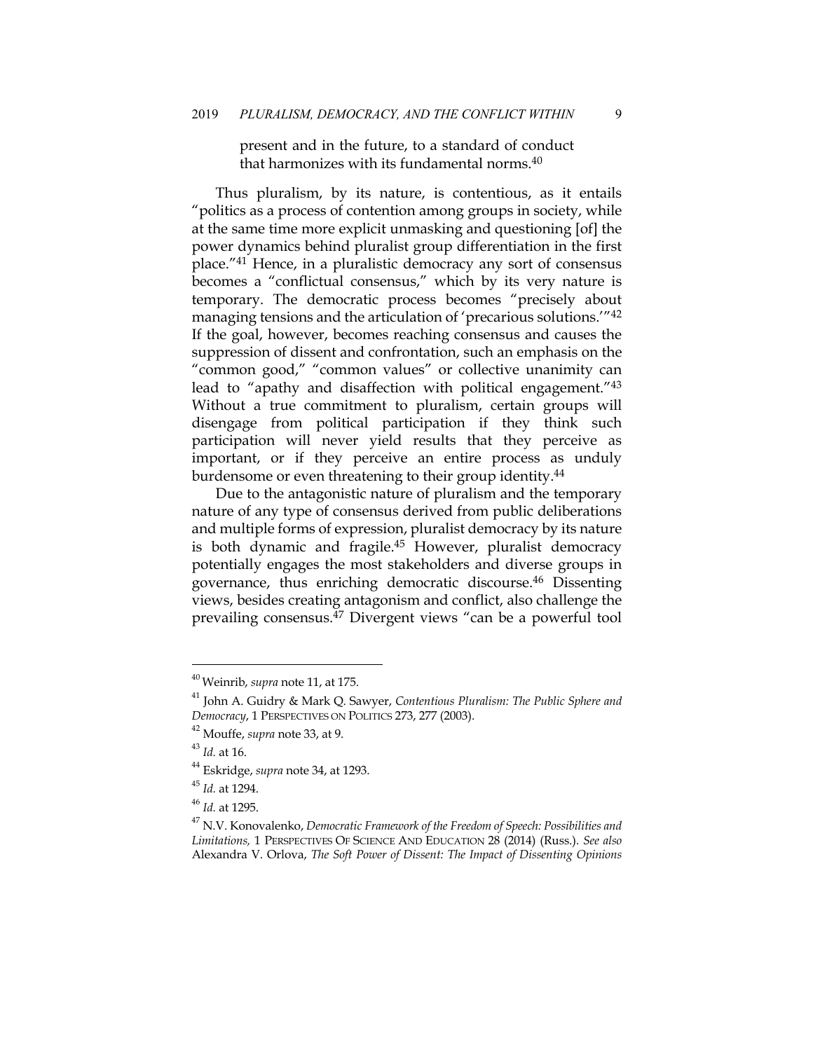present and in the future, to a standard of conduct that harmonizes with its fundamental norms.[40]

Thus pluralism, by its nature, is contentious, as it entails "politics as a process of contention among groups in society, while at the same time more explicit unmasking and questioning [of] the power dynamics behind pluralist group differentiation in the first place."[41] Hence, in a pluralistic democracy any sort of consensus becomes a "conflictual consensus," which by its very nature is temporary. The democratic process becomes "precisely about managing tensions and the articulation of 'precarious solutions.'"[42] If the goal, however, becomes reaching consensus and causes the suppression of dissent and confrontation, such an emphasis on the "common good," "common values" or collective unanimity can lead to "apathy and disaffection with political engagement."[43] Without a true commitment to pluralism, certain groups will disengage from political participation if they think such participation will never yield results that they perceive as important, or if they perceive an entire process as unduly burdensome or even threatening to their group identity.[44]

Due to the antagonistic nature of pluralism and the temporary nature of any type of consensus derived from public deliberations and multiple forms of expression, pluralist democracy by its nature is both dynamic and fragile.[45] However, pluralist democracy potentially engages the most stakeholders and diverse groups in governance, thus enriching democratic discourse.[46] Dissenting views, besides creating antagonism and conflict, also challenge the prevailing consensus.[47] Divergent views "can be a powerful tool

---

[40] Weinrib, *supra* note 11, at 175.

[41] John A. Guidry & Mark Q. Sawyer, *Contentious Pluralism: The Public Sphere and Democracy*, 1 PERSPECTIVES ON POLITICS 273, 277 (2003).

[42] Mouffe, *supra* note 33, at 9.

[43] *Id.* at 16.

[44] Eskridge, *supra* note 34, at 1293.

[45] *Id.* at 1294.

[46] *Id.* at 1295.

[47] N.V. Konovalenko, *Democratic Framework of the Freedom of Speech: Possibilities and Limitations,* 1 PERSPECTIVES OF SCIENCE AND EDUCATION 28 (2014) (Russ.). *See also* Alexandra V. Orlova, *The Soft Power of Dissent: The Impact of Dissenting Opinions*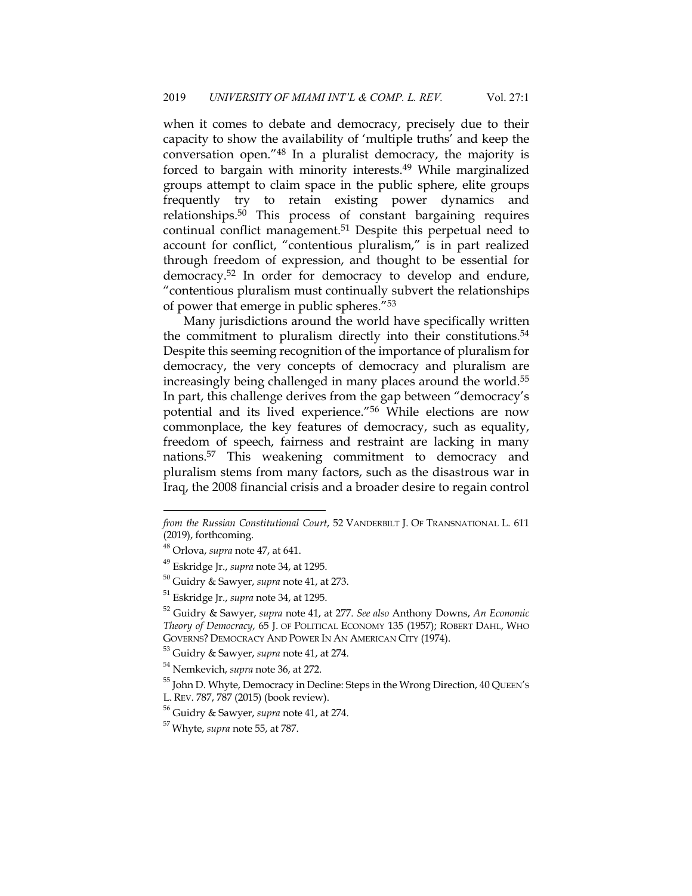when it comes to debate and democracy, precisely due to their capacity to show the availability of 'multiple truths' and keep the conversation open."[48] In a pluralist democracy, the majority is forced to bargain with minority interests.[49] While marginalized groups attempt to claim space in the public sphere, elite groups frequently try to retain existing power dynamics and relationships.[50] This process of constant bargaining requires continual conflict management.[51] Despite this perpetual need to account for conflict, "contentious pluralism," is in part realized through freedom of expression, and thought to be essential for democracy.[52] In order for democracy to develop and endure, "contentious pluralism must continually subvert the relationships of power that emerge in public spheres."[53]

Many jurisdictions around the world have specifically written the commitment to pluralism directly into their constitutions.[54] Despite this seeming recognition of the importance of pluralism for democracy, the very concepts of democracy and pluralism are increasingly being challenged in many places around the world.[55] In part, this challenge derives from the gap between "democracy's potential and its lived experience."[56] While elections are now commonplace, the key features of democracy, such as equality, freedom of speech, fairness and restraint are lacking in many nations.[57] This weakening commitment to democracy and pluralism stems from many factors, such as the disastrous war in Iraq, the 2008 financial crisis and a broader desire to regain control

---

*from the Russian Constitutional Court*, 52 VANDERBILT J. OF TRANSNATIONAL L. 611 (2019), forthcoming.

[48] Orlova, *supra* note 47, at 641.

[49] Eskridge Jr., *supra* note 34, at 1295.

[50] Guidry & Sawyer, *supra* note 41, at 273.

[51] Eskridge Jr., *supra* note 34, at 1295.

[52] Guidry & Sawyer, *supra* note 41, at 277. *See also* Anthony Downs, *An Economic Theory of Democracy*, 65 J. OF POLITICAL ECONOMY 135 (1957); ROBERT DAHL, WHO GOVERNS? DEMOCRACY AND POWER IN AN AMERICAN CITY (1974).

[53] Guidry & Sawyer, *supra* note 41, at 274.

[54] Nemkevich, *supra* note 36, at 272.

[55] John D. Whyte, Democracy in Decline: Steps in the Wrong Direction, 40 QUEEN'S L. REV. 787, 787 (2015) (book review).

[56] Guidry & Sawyer, *supra* note 41, at 274.

[57] Whyte, *supra* note 55, at 787.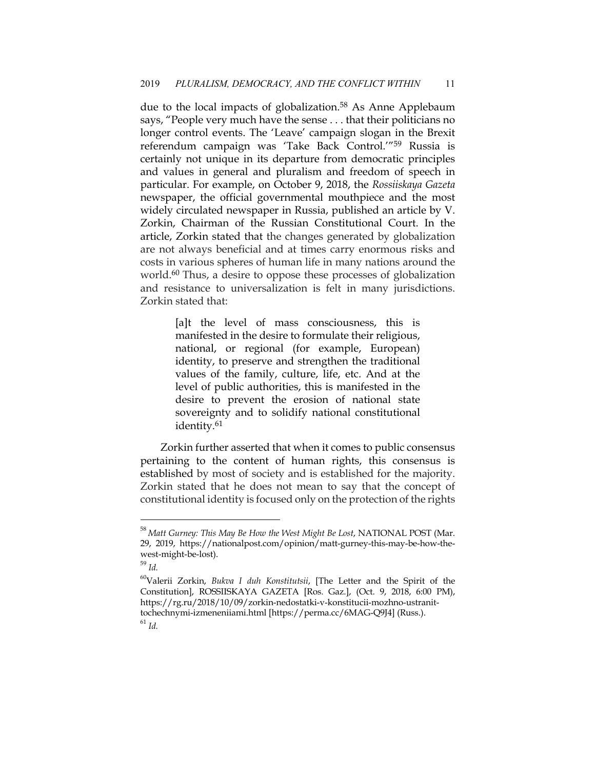due to the local impacts of globalization.[58] As Anne Applebaum says, "People very much have the sense . . . that their politicians no longer control events. The 'Leave' campaign slogan in the Brexit referendum campaign was 'Take Back Control.'"[59] Russia is certainly not unique in its departure from democratic principles and values in general and pluralism and freedom of speech in particular. For example, on October 9, 2018, the *Rossiiskaya Gazeta* newspaper, the official governmental mouthpiece and the most widely circulated newspaper in Russia, published an article by V. Zorkin, Chairman of the Russian Constitutional Court. In the article, Zorkin stated that the changes generated by globalization are not always beneficial and at times carry enormous risks and costs in various spheres of human life in many nations around the world.[60] Thus, a desire to oppose these processes of globalization and resistance to universalization is felt in many jurisdictions. Zorkin stated that:

> [a]t the level of mass consciousness, this is manifested in the desire to formulate their religious, national, or regional (for example, European) identity, to preserve and strengthen the traditional values of the family, culture, life, etc. And at the level of public authorities, this is manifested in the desire to prevent the erosion of national state sovereignty and to solidify national constitutional identity.[61]

Zorkin further asserted that when it comes to public consensus pertaining to the content of human rights, this consensus is established by most of society and is established for the majority. Zorkin stated that he does not mean to say that the concept of constitutional identity is focused only on the protection of the rights

---

[58] *Matt Gurney: This May Be How the West Might Be Lost*, NATIONAL POST (Mar. 29, 2019, https://nationalpost.com/opinion/matt-gurney-this-may-be-how-the-west-might-be-lost).

[59] *Id.*

[60] Valerii Zorkin, *Bukva I duh Konstitutsii*, [The Letter and the Spirit of the Constitution], ROSSIISKAYA GAZETA [Ros. Gaz.], (Oct. 9, 2018, 6:00 PM), https://rg.ru/2018/10/09/zorkin-nedostatki-v-konstitucii-mozhno-ustranit-tochechnymi-izmeneniiami.html [https://perma.cc/6MAG-Q9J4] (Russ.).

[61] *Id.*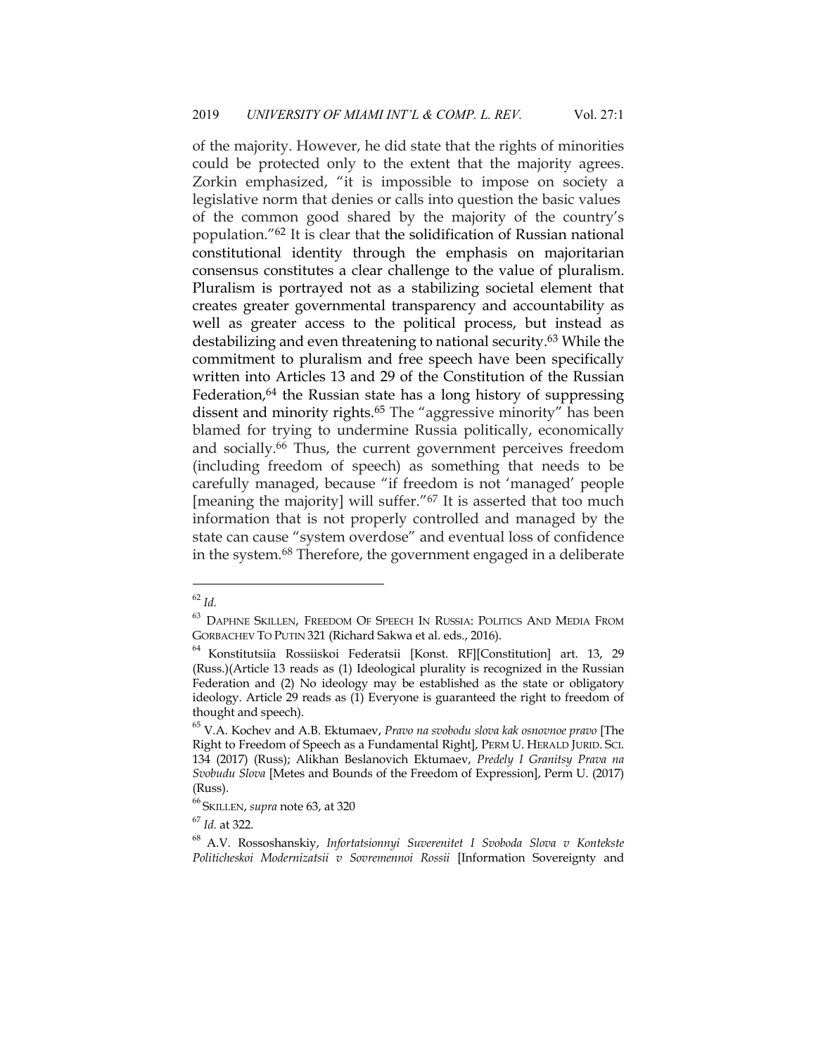of the majority. However, he did state that the rights of minorities could be protected only to the extent that the majority agrees. Zorkin emphasized, "it is impossible to impose on society a legislative norm that denies or calls into question the basic values of the common good shared by the majority of the country's population."[62] It is clear that the solidification of Russian national constitutional identity through the emphasis on majoritarian consensus constitutes a clear challenge to the value of pluralism. Pluralism is portrayed not as a stabilizing societal element that creates greater governmental transparency and accountability as well as greater access to the political process, but instead as destabilizing and even threatening to national security.[63] While the commitment to pluralism and free speech have been specifically written into Articles 13 and 29 of the Constitution of the Russian Federation,[64] the Russian state has a long history of suppressing dissent and minority rights.[65] The "aggressive minority" has been blamed for trying to undermine Russia politically, economically and socially.[66] Thus, the current government perceives freedom (including freedom of speech) as something that needs to be carefully managed, because "if freedom is not 'managed' people [meaning the majority] will suffer."[67] It is asserted that too much information that is not properly controlled and managed by the state can cause "system overdose" and eventual loss of confidence in the system.[68] Therefore, the government engaged in a deliberate

---

[62] *Id.*

[63] DAPHNE SKILLEN, FREEDOM OF SPEECH IN RUSSIA: POLITICS AND MEDIA FROM GORBACHEV TO PUTIN 321 (Richard Sakwa et al. eds., 2016).

[64] Konstitutsiia Rossiiskoi Federatsii [Konst. RF][Constitution] art. 13, 29 (Russ.)(Article 13 reads as (1) Ideological plurality is recognized in the Russian Federation and (2) No ideology may be established as the state or obligatory ideology. Article 29 reads as (1) Everyone is guaranteed the right to freedom of thought and speech).

[65] V.A. Kochev and A.B. Ektumaev, *Pravo na svobodu slova kak osnovnoe pravo* [The Right to Freedom of Speech as a Fundamental Right], PERM U. HERALD JURID. SCI. 134 (2017) (Russ); Alikhan Beslanovich Ektumaev, *Predely I Granitsy Prava na Svobudu Slova* [Metes and Bounds of the Freedom of Expression], Perm U. (2017) (Russ).

[66] SKILLEN, *supra* note 63, at 320

[67] *Id.* at 322.

[68] A.V. Rossoshanskiy, *Infortatsionnyi Suverenitet I Svoboda Slova v Kontekste Politicheskoi Modernizatsii v Sovremennoi Rossii* [Information Sovereignty and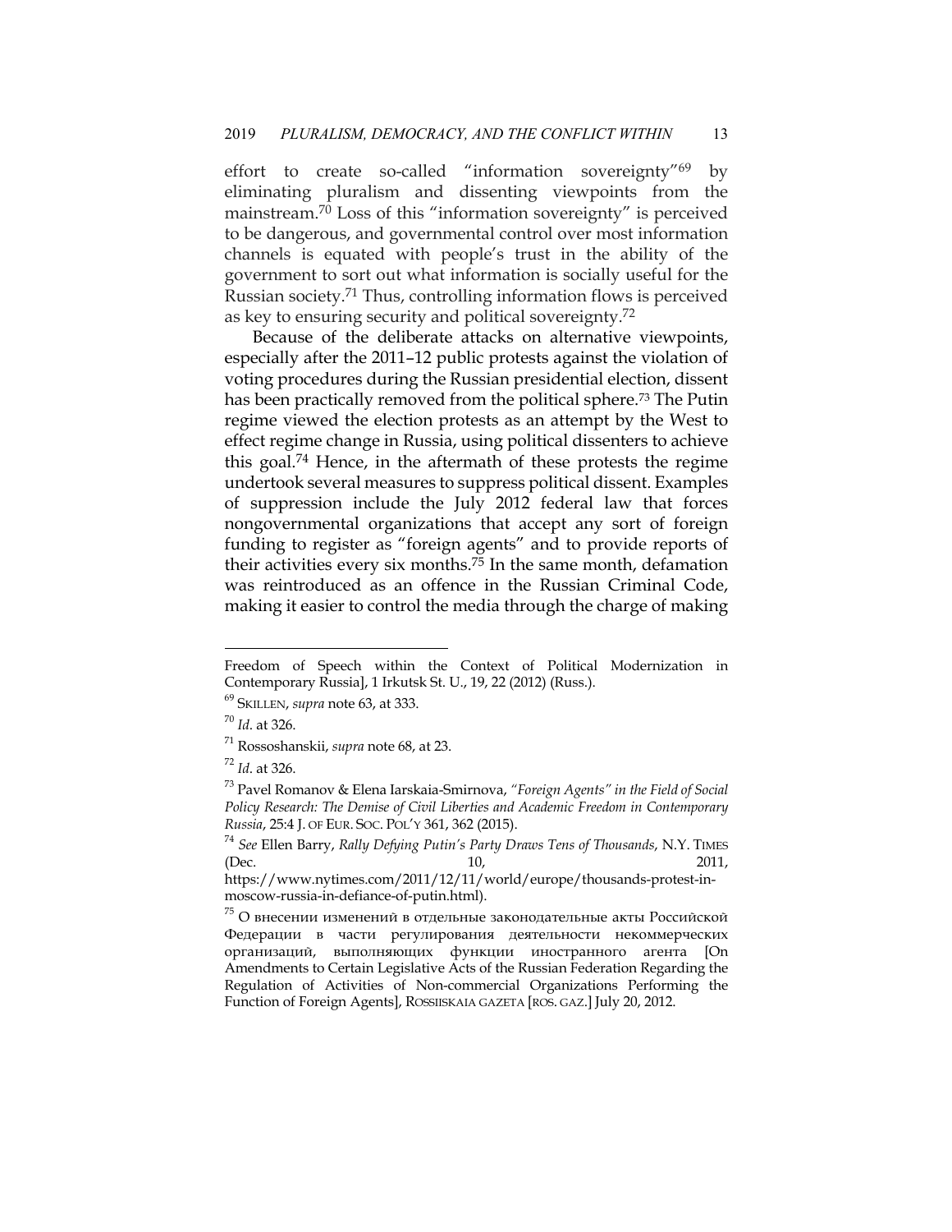effort to create so-called "information sovereignty"[69] by eliminating pluralism and dissenting viewpoints from the mainstream.[70] Loss of this "information sovereignty" is perceived to be dangerous, and governmental control over most information channels is equated with people's trust in the ability of the government to sort out what information is socially useful for the Russian society.[71] Thus, controlling information flows is perceived as key to ensuring security and political sovereignty.[72]

Because of the deliberate attacks on alternative viewpoints, especially after the 2011–12 public protests against the violation of voting procedures during the Russian presidential election, dissent has been practically removed from the political sphere.[73] The Putin regime viewed the election protests as an attempt by the West to effect regime change in Russia, using political dissenters to achieve this goal.[74] Hence, in the aftermath of these protests the regime undertook several measures to suppress political dissent. Examples of suppression include the July 2012 federal law that forces nongovernmental organizations that accept any sort of foreign funding to register as "foreign agents" and to provide reports of their activities every six months.[75] In the same month, defamation was reintroduced as an offence in the Russian Criminal Code, making it easier to control the media through the charge of making

---

Freedom of Speech within the Context of Political Modernization in Contemporary Russia], 1 Irkutsk St. U., 19, 22 (2012) (Russ.).

[69] SKILLEN, *supra* note 63, at 333.

[70] *Id.* at 326.

[71] Rossoshanskii, *supra* note 68, at 23.

[72] *Id.* at 326.

[73] Pavel Romanov & Elena Iarskaia-Smirnova, *"Foreign Agents" in the Field of Social Policy Research: The Demise of Civil Liberties and Academic Freedom in Contemporary Russia*, 25:4 J. OF EUR. SOC. POL'Y 361, 362 (2015).

[74] *See* Ellen Barry, *Rally Defying Putin's Party Draws Tens of Thousands*, N.Y. TIMES (Dec. 10, 2011, https://www.nytimes.com/2011/12/11/world/europe/thousands-protest-in-moscow-russia-in-defiance-of-putin.html).

[75] О внесении изменений в отдельные законодательные акты Российской Федерации в части регулирования деятельности некоммерческих организаций, выполняющих функции иностранного агента [On Amendments to Certain Legislative Acts of the Russian Federation Regarding the Regulation of Activities of Non-commercial Organizations Performing the Function of Foreign Agents], ROSSIISKAIA GAZETA [ROS. GAZ.] July 20, 2012.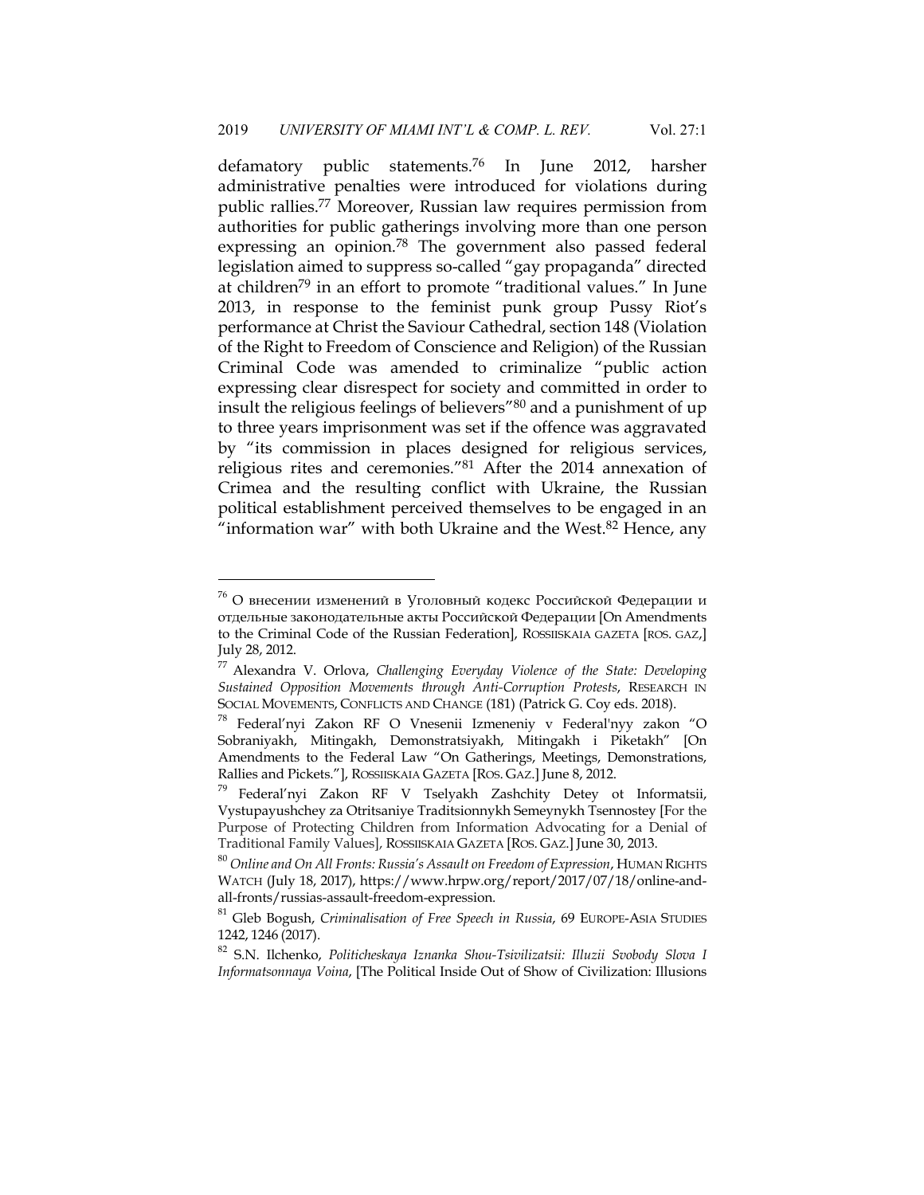defamatory public statements.[76] In June 2012, harsher administrative penalties were introduced for violations during public rallies.[77] Moreover, Russian law requires permission from authorities for public gatherings involving more than one person expressing an opinion.[78] The government also passed federal legislation aimed to suppress so-called "gay propaganda" directed at children[79] in an effort to promote "traditional values." In June 2013, in response to the feminist punk group Pussy Riot's performance at Christ the Saviour Cathedral, section 148 (Violation of the Right to Freedom of Conscience and Religion) of the Russian Criminal Code was amended to criminalize "public action expressing clear disrespect for society and committed in order to insult the religious feelings of believers"[80] and a punishment of up to three years imprisonment was set if the offence was aggravated by "its commission in places designed for religious services, religious rites and ceremonies."[81] After the 2014 annexation of Crimea and the resulting conflict with Ukraine, the Russian political establishment perceived themselves to be engaged in an "information war" with both Ukraine and the West.[82] Hence, any

---

[76] О внесении изменений в Уголовный кодекс Российской Федерации и отдельные законодательные акты Российской Федерации [On Amendments to the Criminal Code of the Russian Federation], ROSSIISKAIA GAZETA [ROS. GAZ,] July 28, 2012.

[77] Alexandra V. Orlova, *Challenging Everyday Violence of the State: Developing Sustained Opposition Movements through Anti-Corruption Protests*, RESEARCH IN SOCIAL MOVEMENTS, CONFLICTS AND CHANGE (181) (Patrick G. Coy eds. 2018).

[78] Federal'nyi Zakon RF O Vnesenii Izmeneniy v Federal'nyy zakon "O Sobraniyakh, Mitingakh, Demonstratsiyakh, Mitingakh i Piketakh" [On Amendments to the Federal Law "On Gatherings, Meetings, Demonstrations, Rallies and Pickets."], ROSSIISKAIA GAZETA [ROS. GAZ.] June 8, 2012.

[79] Federal'nyi Zakon RF V Tselyakh Zashchity Detey ot Informatsii, Vystupayushchey za Otritsaniye Traditsionnykh Semeynykh Tsennostey [For the Purpose of Protecting Children from Information Advocating for a Denial of Traditional Family Values], ROSSIISKAIA GAZETA [ROS. GAZ.] June 30, 2013.

[80] *Online and On All Fronts: Russia's Assault on Freedom of Expression*, HUMAN RIGHTS WATCH (July 18, 2017), https://www.hrpw.org/report/2017/07/18/online-and-all-fronts/russias-assault-freedom-expression.

[81] Gleb Bogush, *Criminalisation of Free Speech in Russia*, 69 EUROPE-ASIA STUDIES 1242, 1246 (2017).

[82] S.N. Ilchenko, *Politicheskaya Iznanka Shou-Tsivilizatsii: Illuzii Svobody Slova I Informatsonnaya Voina*, [The Political Inside Out of Show of Civilization: Illusions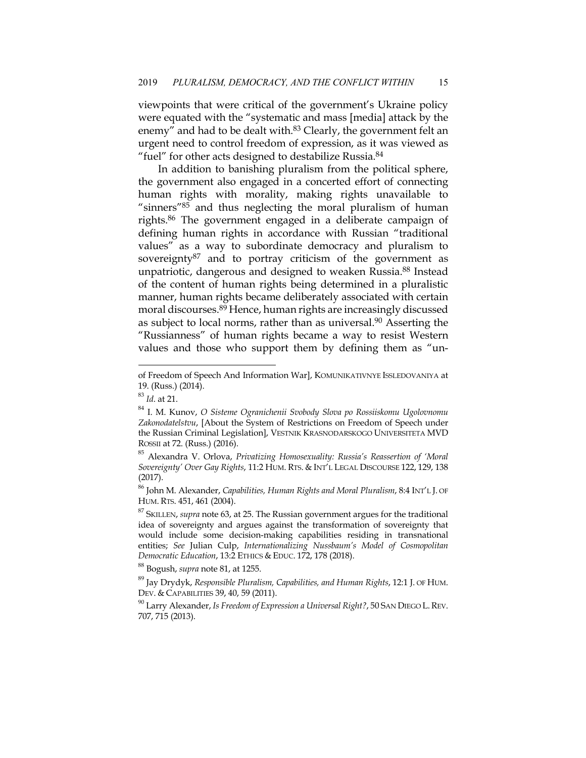viewpoints that were critical of the government's Ukraine policy were equated with the "systematic and mass [media] attack by the enemy" and had to be dealt with.[83] Clearly, the government felt an urgent need to control freedom of expression, as it was viewed as "fuel" for other acts designed to destabilize Russia.[84]

In addition to banishing pluralism from the political sphere, the government also engaged in a concerted effort of connecting human rights with morality, making rights unavailable to "sinners"[85] and thus neglecting the moral pluralism of human rights.[86] The government engaged in a deliberate campaign of defining human rights in accordance with Russian "traditional values" as a way to subordinate democracy and pluralism to sovereignty[87] and to portray criticism of the government as unpatriotic, dangerous and designed to weaken Russia.[88] Instead of the content of human rights being determined in a pluralistic manner, human rights became deliberately associated with certain moral discourses.[89] Hence, human rights are increasingly discussed as subject to local norms, rather than as universal.[90] Asserting the "Russianness" of human rights became a way to resist Western values and those who support them by defining them as "un-

---

of Freedom of Speech And Information War], KOMUNIKATIVNYE ISSLEDOVANIYA at 19. (Russ.) (2014).

[83] *Id.* at 21.

[84] I. M. Kunov, *O Sisteme Ogranichenii Svobody Slova po Rossiiskomu Ugolovnomu Zakonodatelstvu*, [About the System of Restrictions on Freedom of Speech under the Russian Criminal Legislation], VESTNIK KRASNODARSKOGO UNIVERSITETA MVD ROSSII at 72. (Russ.) (2016).

[85] Alexandra V. Orlova, *Privatizing Homosexuality: Russia's Reassertion of 'Moral Sovereignty' Over Gay Rights*, 11:2 HUM. RTS. & INT'L LEGAL DISCOURSE 122, 129, 138 (2017).

[86] John M. Alexander, *Capabilities, Human Rights and Moral Pluralism*, 8:4 INT'L J. OF HUM. RTS. 451, 461 (2004).

[87] SKILLEN, *supra* note 63, at 25. The Russian government argues for the traditional idea of sovereignty and argues against the transformation of sovereignty that would include some decision-making capabilities residing in transnational entities; *See* Julian Culp, *Internationalizing Nussbaum's Model of Cosmopolitan Democratic Education*, 13:2 ETHICS & EDUC. 172, 178 (2018).

[88] Bogush, *supra* note 81, at 1255.

[89] Jay Drydyk, *Responsible Pluralism, Capabilities, and Human Rights*, 12:1 J. OF HUM. DEV. & CAPABILITIES 39, 40, 59 (2011).

[90] Larry Alexander, *Is Freedom of Expression a Universal Right?*, 50 SAN DIEGO L. REV. 707, 715 (2013).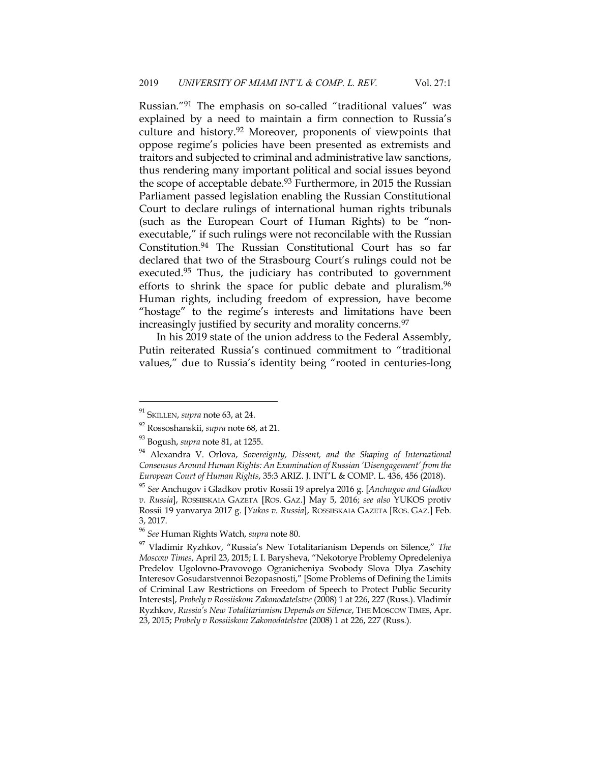Russian."[91] The emphasis on so-called "traditional values" was explained by a need to maintain a firm connection to Russia's culture and history.[92] Moreover, proponents of viewpoints that oppose regime's policies have been presented as extremists and traitors and subjected to criminal and administrative law sanctions, thus rendering many important political and social issues beyond the scope of acceptable debate.[93] Furthermore, in 2015 the Russian Parliament passed legislation enabling the Russian Constitutional Court to declare rulings of international human rights tribunals (such as the European Court of Human Rights) to be "non-executable," if such rulings were not reconcilable with the Russian Constitution.[94] The Russian Constitutional Court has so far declared that two of the Strasbourg Court's rulings could not be executed.[95] Thus, the judiciary has contributed to government efforts to shrink the space for public debate and pluralism.[96] Human rights, including freedom of expression, have become "hostage" to the regime's interests and limitations have been increasingly justified by security and morality concerns.[97]

In his 2019 state of the union address to the Federal Assembly, Putin reiterated Russia's continued commitment to "traditional values," due to Russia's identity being "rooted in centuries-long

---

[91] SKILLEN, *supra* note 63, at 24.

[92] Rossoshanskii, *supra* note 68, at 21.

[93] Bogush, *supra* note 81, at 1255.

[94] Alexandra V. Orlova, *Sovereignty, Dissent, and the Shaping of International Consensus Around Human Rights: An Examination of Russian 'Disengagement' from the European Court of Human Rights*, 35:3 ARIZ. J. INT'L & COMP. L. 436, 456 (2018).

[95] *See* Anchugov i Gladkov protiv Rossii 19 aprelya 2016 g. [*Anchugov and Gladkov v. Russia*], ROSSIISKAIA GAZETA [ROS. GAZ.] May 5, 2016; *see also* YUKOS protiv Rossii 19 yanvarya 2017 g. [*Yukos v. Russia*], ROSSIISKAIA GAZETA [ROS. GAZ.] Feb. 3, 2017.

[96] *See* Human Rights Watch, *supra* note 80.

[97] Vladimir Ryzhkov, "Russia's New Totalitarianism Depends on Silence," *The Moscow Times*, April 23, 2015; I. I. Barysheva, "Nekotorye Problemy Opredeleniya Predelov Ugolovno-Pravovogo Ogranicheniya Svobody Slova Dlya Zaschity Interesov Gosudarstvennoi Bezopasnosti," [Some Problems of Defining the Limits of Criminal Law Restrictions on Freedom of Speech to Protect Public Security Interests], *Probely v Rossiiskom Zakonodatelstve* (2008) 1 at 226, 227 (Russ.). Vladimir Ryzhkov, *Russia's New Totalitarianism Depends on Silence*, THE MOSCOW TIMES, Apr. 23, 2015; *Probely v Rossiiskom Zakonodatelstve* (2008) 1 at 226, 227 (Russ.).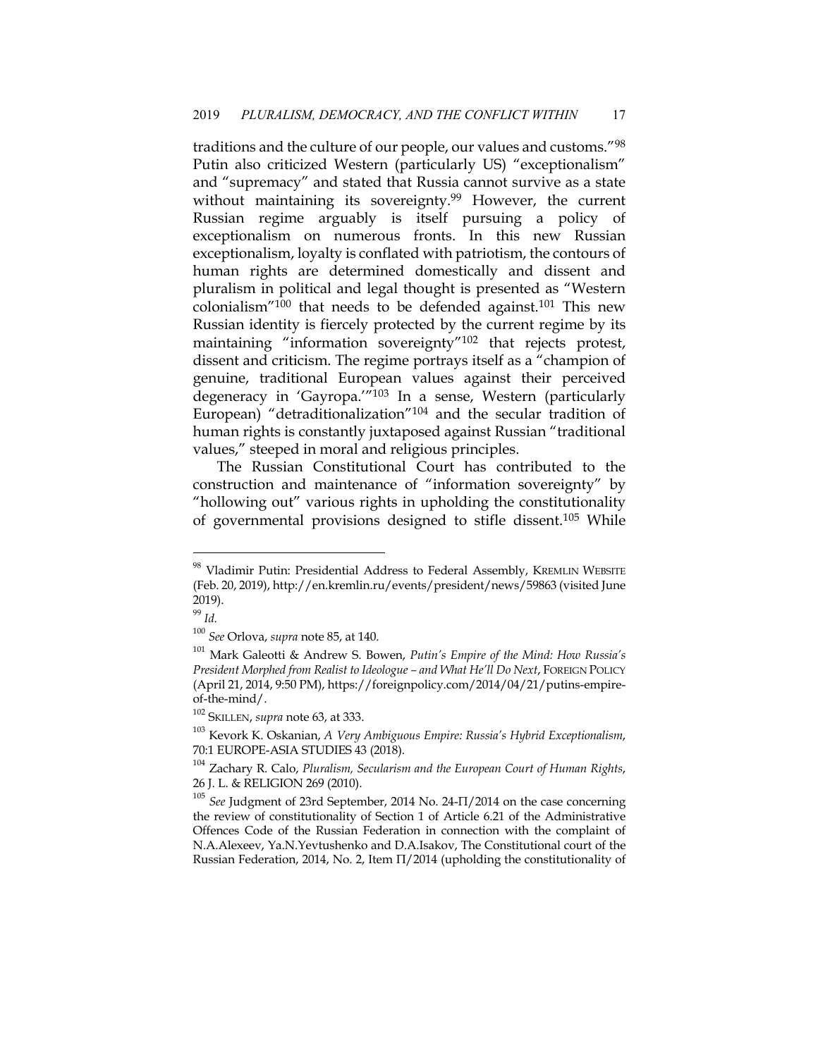traditions and the culture of our people, our values and customs."[98] Putin also criticized Western (particularly US) "exceptionalism" and "supremacy" and stated that Russia cannot survive as a state without maintaining its sovereignty.[99] However, the current Russian regime arguably is itself pursuing a policy of exceptionalism on numerous fronts. In this new Russian exceptionalism, loyalty is conflated with patriotism, the contours of human rights are determined domestically and dissent and pluralism in political and legal thought is presented as "Western colonialism"[100] that needs to be defended against.[101] This new Russian identity is fiercely protected by the current regime by its maintaining "information sovereignty"[102] that rejects protest, dissent and criticism. The regime portrays itself as a "champion of genuine, traditional European values against their perceived degeneracy in 'Gayropa.'"[103] In a sense, Western (particularly European) "detraditionalization"[104] and the secular tradition of human rights is constantly juxtaposed against Russian "traditional values," steeped in moral and religious principles.

The Russian Constitutional Court has contributed to the construction and maintenance of "information sovereignty" by "hollowing out" various rights in upholding the constitutionality of governmental provisions designed to stifle dissent.[105] While

---

[98] Vladimir Putin: Presidential Address to Federal Assembly, KREMLIN WEBSITE (Feb. 20, 2019), http://en.kremlin.ru/events/president/news/59863 (visited June 2019).

[99] *Id.*

[100] *See* Orlova, *supra* note 85, at 140.

[101] Mark Galeotti & Andrew S. Bowen, *Putin's Empire of the Mind: How Russia's President Morphed from Realist to Ideologue – and What He'll Do Next*, FOREIGN POLICY (April 21, 2014, 9:50 PM), https://foreignpolicy.com/2014/04/21/putins-empire-of-the-mind/.

[102] SKILLEN, *supra* note 63, at 333.

[103] Kevork K. Oskanian, *A Very Ambiguous Empire: Russia's Hybrid Exceptionalism*, 70:1 EUROPE-ASIA STUDIES 43 (2018).

[104] Zachary R. Calo, *Pluralism, Secularism and the European Court of Human Rights*, 26 J. L. & RELIGION 269 (2010).

[105] *See* Judgment of 23rd September, 2014 No. 24-П/2014 on the case concerning the review of constitutionality of Section 1 of Article 6.21 of the Administrative Offences Code of the Russian Federation in connection with the complaint of N.A.Alexeev, Ya.N.Yevtushenko and D.A.Isakov, The Constitutional court of the Russian Federation, 2014, No. 2, Item П/2014 (upholding the constitutionality of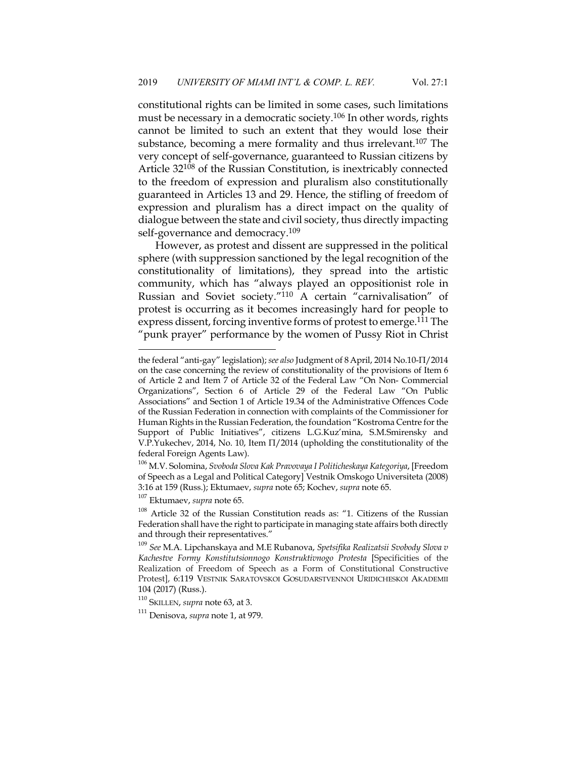constitutional rights can be limited in some cases, such limitations must be necessary in a democratic society.[106] In other words, rights cannot be limited to such an extent that they would lose their substance, becoming a mere formality and thus irrelevant.[107] The very concept of self-governance, guaranteed to Russian citizens by Article 32[108] of the Russian Constitution, is inextricably connected to the freedom of expression and pluralism also constitutionally guaranteed in Articles 13 and 29. Hence, the stifling of freedom of expression and pluralism has a direct impact on the quality of dialogue between the state and civil society, thus directly impacting self-governance and democracy.[109]

However, as protest and dissent are suppressed in the political sphere (with suppression sanctioned by the legal recognition of the constitutionality of limitations), they spread into the artistic community, which has "always played an oppositionist role in Russian and Soviet society."[110] A certain "carnivalisation" of protest is occurring as it becomes increasingly hard for people to express dissent, forcing inventive forms of protest to emerge.[111] The "punk prayer" performance by the women of Pussy Riot in Christ

---

the federal "anti-gay" legislation); *see also* Judgment of 8 April, 2014 No.10-П/2014 on the case concerning the review of constitutionality of the provisions of Item 6 of Article 2 and Item 7 of Article 32 of the Federal Law "On Non- Commercial Organizations", Section 6 of Article 29 of the Federal Law "On Public Associations" and Section 1 of Article 19.34 of the Administrative Offences Code of the Russian Federation in connection with complaints of the Commissioner for Human Rights in the Russian Federation, the foundation "Kostroma Centre for the Support of Public Initiatives", citizens L.G.Kuz'mina, S.M.Smirensky and V.P.Yukechev, 2014, No. 10, Item П/2014 (upholding the constitutionality of the federal Foreign Agents Law).

[106] M.V. Solomina, *Svoboda Slova Kak Pravovaya I Politicheskaya Kategoriya*, [Freedom of Speech as a Legal and Political Category] Vestnik Omskogo Universiteta (2008) 3:16 at 159 (Russ.); Ektumaev, *supra* note 65; Kochev, *supra* note 65.

[107] Ektumaev, *supra* note 65.

[108] Article 32 of the Russian Constitution reads as: "1. Citizens of the Russian Federation shall have the right to participate in managing state affairs both directly and through their representatives."

[109] *See* M.A. Lipchanskaya and M.E Rubanova, *Spetsifika Realizatsii Svobody Slova v Kachestve Formy Konstitutsionnogo Konstruktivnogo Protesta* [Specificities of the Realization of Freedom of Speech as a Form of Constitutional Constructive Protest], 6:119 VESTNIK SARATOVSKOI GOSUDARSTVENNOI URIDICHESKOI AKADEMII 104 (2017) (Russ.).

[110] SKILLEN, *supra* note 63, at 3.

[111] Denisova, *supra* note 1, at 979.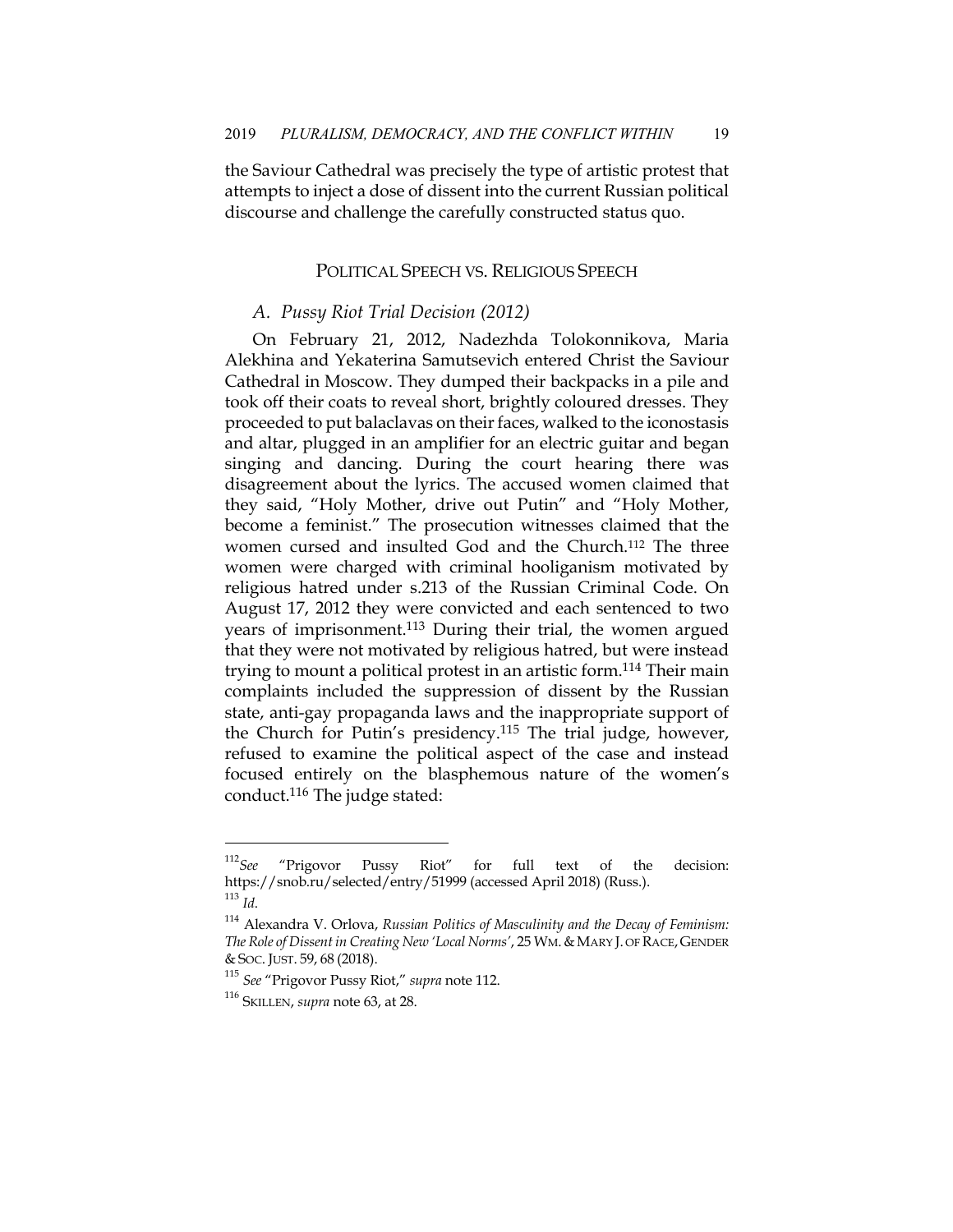the Saviour Cathedral was precisely the type of artistic protest that attempts to inject a dose of dissent into the current Russian political discourse and challenge the carefully constructed status quo.

## POLITICAL SPEECH VS. RELIGIOUS SPEECH

### *A. Pussy Riot Trial Decision (2012)*

On February 21, 2012, Nadezhda Tolokonnikova, Maria Alekhina and Yekaterina Samutsevich entered Christ the Saviour Cathedral in Moscow. They dumped their backpacks in a pile and took off their coats to reveal short, brightly coloured dresses. They proceeded to put balaclavas on their faces, walked to the iconostasis and altar, plugged in an amplifier for an electric guitar and began singing and dancing. During the court hearing there was disagreement about the lyrics. The accused women claimed that they said, "Holy Mother, drive out Putin" and "Holy Mother, become a feminist." The prosecution witnesses claimed that the women cursed and insulted God and the Church.[112] The three women were charged with criminal hooliganism motivated by religious hatred under s.213 of the Russian Criminal Code. On August 17, 2012 they were convicted and each sentenced to two years of imprisonment.[113] During their trial, the women argued that they were not motivated by religious hatred, but were instead trying to mount a political protest in an artistic form.[114] Their main complaints included the suppression of dissent by the Russian state, anti-gay propaganda laws and the inappropriate support of the Church for Putin's presidency.[115] The trial judge, however, refused to examine the political aspect of the case and instead focused entirely on the blasphemous nature of the women's conduct.[116] The judge stated:

---

[112] *See* "Prigovor Pussy Riot" for full text of the decision: https://snob.ru/selected/entry/51999 (accessed April 2018) (Russ.).

[113] *Id*.

[114] Alexandra V. Orlova, *Russian Politics of Masculinity and the Decay of Feminism: The Role of Dissent in Creating New 'Local Norms'*, 25 WM. & MARY J. OF RACE, GENDER & SOC. JUST. 59, 68 (2018).

[115] *See* "Prigovor Pussy Riot," *supra* note 112.

[116] SKILLEN, *supra* note 63, at 28.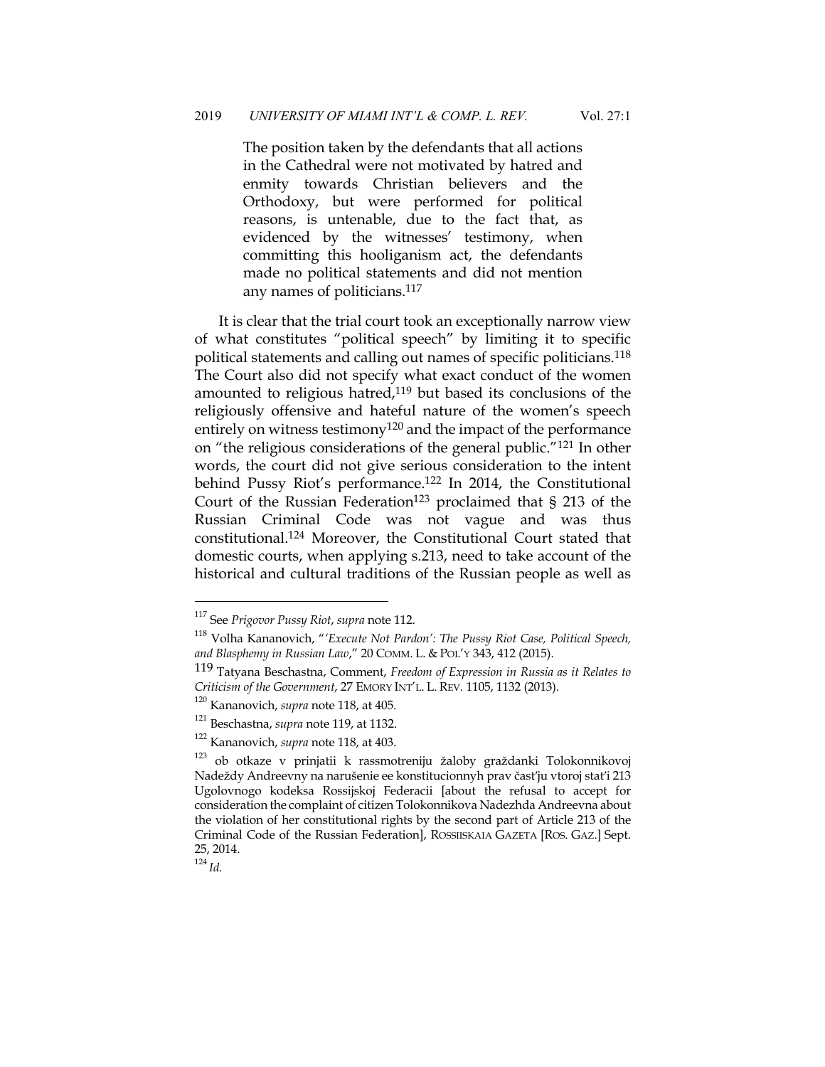> The position taken by the defendants that all actions in the Cathedral were not motivated by hatred and enmity towards Christian believers and the Orthodoxy, but were performed for political reasons, is untenable, due to the fact that, as evidenced by the witnesses' testimony, when committing this hooliganism act, the defendants made no political statements and did not mention any names of politicians.[117]

It is clear that the trial court took an exceptionally narrow view of what constitutes "political speech" by limiting it to specific political statements and calling out names of specific politicians.[118] The Court also did not specify what exact conduct of the women amounted to religious hatred,[119] but based its conclusions of the religiously offensive and hateful nature of the women's speech entirely on witness testimony[120] and the impact of the performance on "the religious considerations of the general public."[121] In other words, the court did not give serious consideration to the intent behind Pussy Riot's performance.[122] In 2014, the Constitutional Court of the Russian Federation[123] proclaimed that § 213 of the Russian Criminal Code was not vague and was thus constitutional.[124] Moreover, the Constitutional Court stated that domestic courts, when applying s.213, need to take account of the historical and cultural traditions of the Russian people as well as

---

[117] See *Prigovor Pussy Riot*, *supra* note 112.

[118] Volha Kananovich, "*'Execute Not Pardon': The Pussy Riot Case, Political Speech, and Blasphemy in Russian Law*," 20 COMM. L. & POL'Y 343, 412 (2015).

[119] Tatyana Beschastna, Comment, *Freedom of Expression in Russia as it Relates to Criticism of the Government*, 27 EMORY INT'L. L. REV. 1105, 1132 (2013).

[120] Kananovich, *supra* note 118, at 405.

[121] Beschastna, *supra* note 119, at 1132.

[122] Kananovich, *supra* note 118, at 403.

[123] ob otkaze v prinjatii k rassmotreniju žaloby graždanki Tolokonnikovoj Nadeždy Andreevny na narušenie ee konstitucionnyh prav čast'ju vtoroj stat'i 213 Ugolovnogo kodeksa Rossijskoj Federacii [about the refusal to accept for consideration the complaint of citizen Tolokonnikova Nadezhda Andreevna about the violation of her constitutional rights by the second part of Article 213 of the Criminal Code of the Russian Federation], ROSSIISKAIA GAZETA [ROS. GAZ.] Sept. 25, 2014.

[124] *Id.*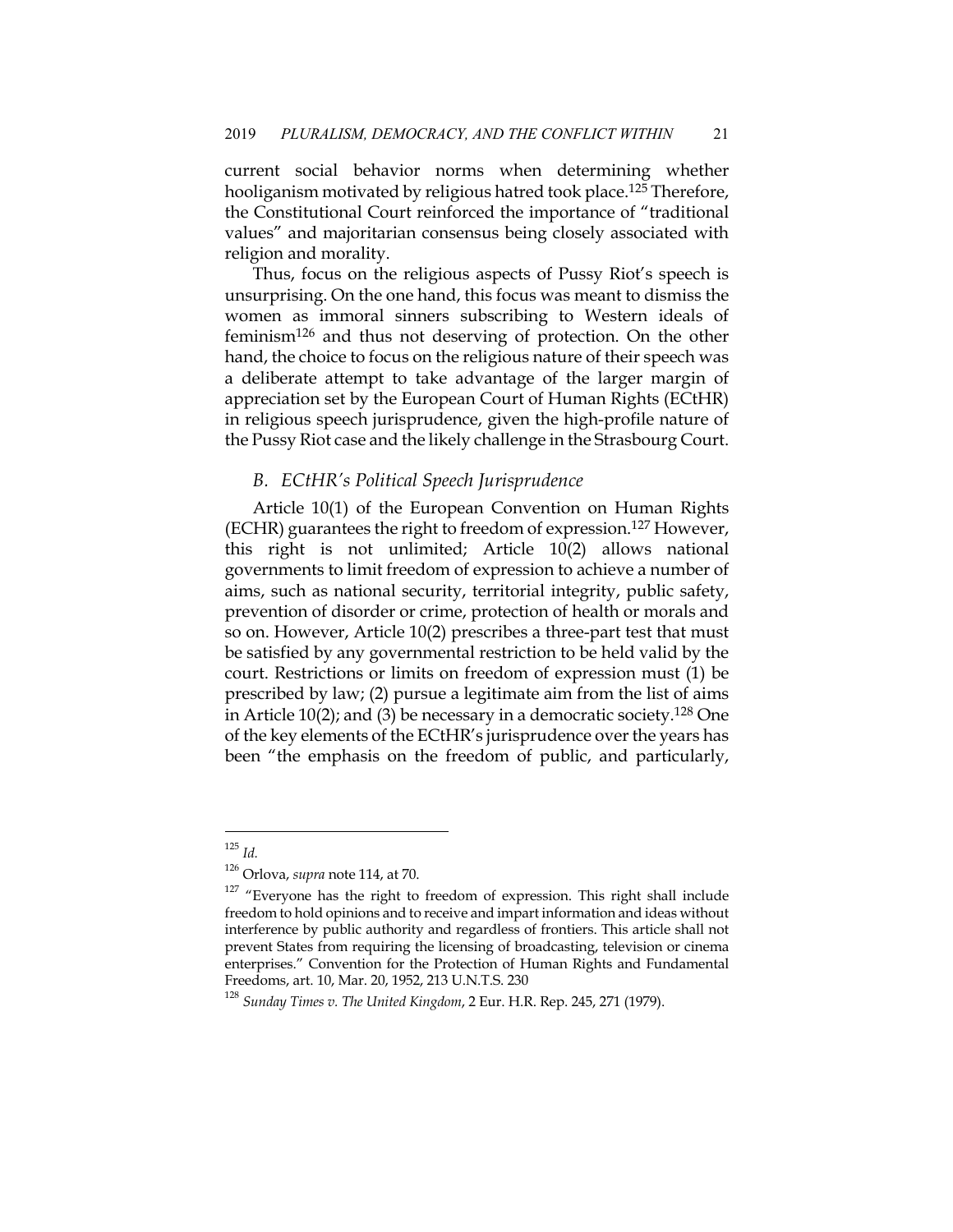current social behavior norms when determining whether hooliganism motivated by religious hatred took place.[125] Therefore, the Constitutional Court reinforced the importance of "traditional values" and majoritarian consensus being closely associated with religion and morality.

Thus, focus on the religious aspects of Pussy Riot's speech is unsurprising. On the one hand, this focus was meant to dismiss the women as immoral sinners subscribing to Western ideals of feminism[126] and thus not deserving of protection. On the other hand, the choice to focus on the religious nature of their speech was a deliberate attempt to take advantage of the larger margin of appreciation set by the European Court of Human Rights (ECtHR) in religious speech jurisprudence, given the high-profile nature of the Pussy Riot case and the likely challenge in the Strasbourg Court.

### *B. ECtHR's Political Speech Jurisprudence*

Article 10(1) of the European Convention on Human Rights (ECHR) guarantees the right to freedom of expression.[127] However, this right is not unlimited; Article 10(2) allows national governments to limit freedom of expression to achieve a number of aims, such as national security, territorial integrity, public safety, prevention of disorder or crime, protection of health or morals and so on. However, Article 10(2) prescribes a three-part test that must be satisfied by any governmental restriction to be held valid by the court. Restrictions or limits on freedom of expression must (1) be prescribed by law; (2) pursue a legitimate aim from the list of aims in Article 10(2); and (3) be necessary in a democratic society.[128] One of the key elements of the ECtHR's jurisprudence over the years has been "the emphasis on the freedom of public, and particularly,

---

[125] *Id.*

[126] Orlova, *supra* note 114, at 70.

[127] "Everyone has the right to freedom of expression. This right shall include freedom to hold opinions and to receive and impart information and ideas without interference by public authority and regardless of frontiers. This article shall not prevent States from requiring the licensing of broadcasting, television or cinema enterprises." Convention for the Protection of Human Rights and Fundamental Freedoms, art. 10, Mar. 20, 1952, 213 U.N.T.S. 230

[128] *Sunday Times v. The United Kingdom*, 2 Eur. H.R. Rep. 245, 271 (1979).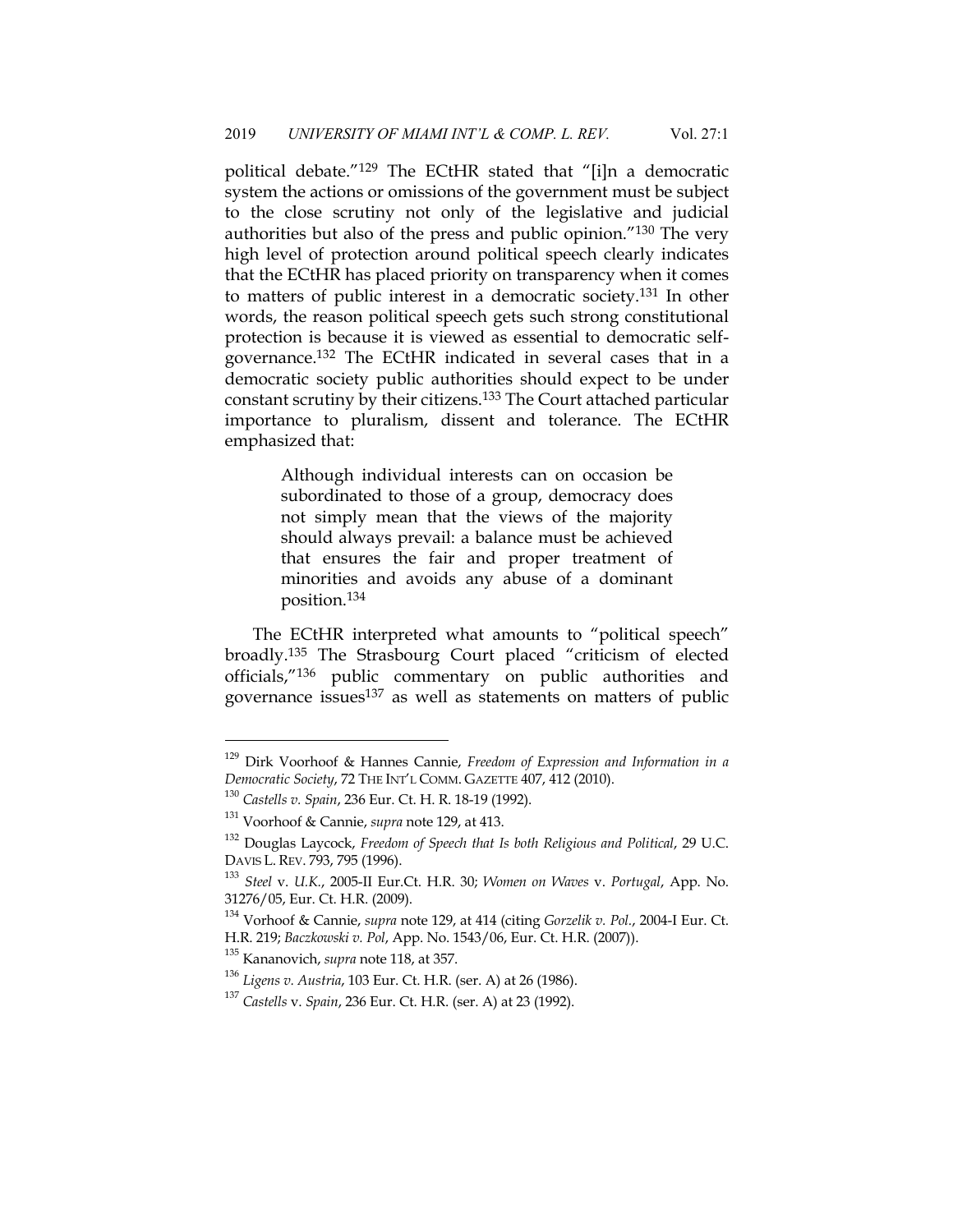political debate."[129] The ECtHR stated that "[i]n a democratic system the actions or omissions of the government must be subject to the close scrutiny not only of the legislative and judicial authorities but also of the press and public opinion."[130] The very high level of protection around political speech clearly indicates that the ECtHR has placed priority on transparency when it comes to matters of public interest in a democratic society.[131] In other words, the reason political speech gets such strong constitutional protection is because it is viewed as essential to democratic self-governance.[132] The ECtHR indicated in several cases that in a democratic society public authorities should expect to be under constant scrutiny by their citizens.[133] The Court attached particular importance to pluralism, dissent and tolerance. The ECtHR emphasized that:

> Although individual interests can on occasion be subordinated to those of a group, democracy does not simply mean that the views of the majority should always prevail: a balance must be achieved that ensures the fair and proper treatment of minorities and avoids any abuse of a dominant position.[134]

The ECtHR interpreted what amounts to "political speech" broadly.[135] The Strasbourg Court placed "criticism of elected officials,"[136] public commentary on public authorities and governance issues[137] as well as statements on matters of public

---

[129] Dirk Voorhoof & Hannes Cannie, *Freedom of Expression and Information in a Democratic Society*, 72 THE INT'L COMM. GAZETTE 407, 412 (2010).

[130] *Castells v. Spain*, 236 Eur. Ct. H. R. 18-19 (1992).

[131] Voorhoof & Cannie, *supra* note 129, at 413.

[132] Douglas Laycock, *Freedom of Speech that Is both Religious and Political*, 29 U.C. DAVIS L. REV. 793, 795 (1996).

[133] *Steel* v. *U.K.*, 2005-II Eur.Ct. H.R. 30; *Women on Waves* v. *Portugal*, App. No. 31276/05, Eur. Ct. H.R. (2009).

[134] Vorhoof & Cannie, *supra* note 129, at 414 (citing *Gorzelik v. Pol.*, 2004-I Eur. Ct. H.R. 219; *Baczkowski v. Pol*, App. No. 1543/06, Eur. Ct. H.R. (2007)).

[135] Kananovich, *supra* note 118, at 357.

[136] *Ligens v. Austria*, 103 Eur. Ct. H.R. (ser. A) at 26 (1986).

[137] *Castells* v. *Spain*, 236 Eur. Ct. H.R. (ser. A) at 23 (1992).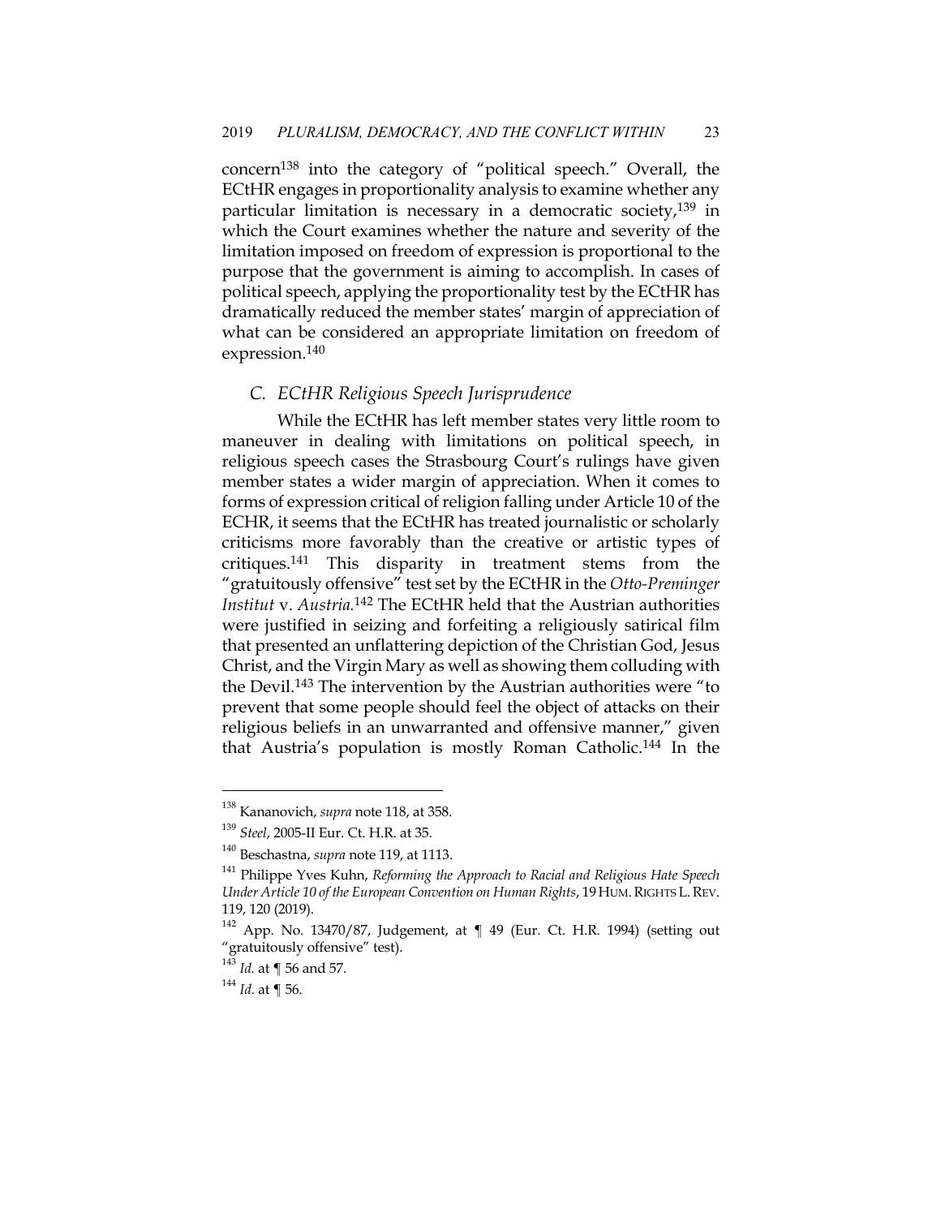concern[138] into the category of "political speech." Overall, the ECtHR engages in proportionality analysis to examine whether any particular limitation is necessary in a democratic society,[139] in which the Court examines whether the nature and severity of the limitation imposed on freedom of expression is proportional to the purpose that the government is aiming to accomplish. In cases of political speech, applying the proportionality test by the ECtHR has dramatically reduced the member states' margin of appreciation of what can be considered an appropriate limitation on freedom of expression.[140]

### *C. ECtHR Religious Speech Jurisprudence*

While the ECtHR has left member states very little room to maneuver in dealing with limitations on political speech, in religious speech cases the Strasbourg Court's rulings have given member states a wider margin of appreciation. When it comes to forms of expression critical of religion falling under Article 10 of the ECHR, it seems that the ECtHR has treated journalistic or scholarly criticisms more favorably than the creative or artistic types of critiques.[141] This disparity in treatment stems from the "gratuitously offensive" test set by the ECtHR in the *Otto-Preminger Institut* v. *Austria.*[142] The ECtHR held that the Austrian authorities were justified in seizing and forfeiting a religiously satirical film that presented an unflattering depiction of the Christian God, Jesus Christ, and the Virgin Mary as well as showing them colluding with the Devil.[143] The intervention by the Austrian authorities were "to prevent that some people should feel the object of attacks on their religious beliefs in an unwarranted and offensive manner," given that Austria's population is mostly Roman Catholic.[144] In the

---

[138] Kananovich, *supra* note 118, at 358.

[139] *Steel*, 2005-II Eur. Ct. H.R. at 35.

[140] Beschastna, *supra* note 119, at 1113.

[141] Philippe Yves Kuhn, *Reforming the Approach to Racial and Religious Hate Speech Under Article 10 of the European Convention on Human Rights*, 19 HUM. RIGHTS L. REV. 119, 120 (2019).

[142] App. No. 13470/87, Judgement, at ¶ 49 (Eur. Ct. H.R. 1994) (setting out "gratuitously offensive" test).

[143] *Id.* at ¶ 56 and 57.

[144] *Id.* at ¶ 56.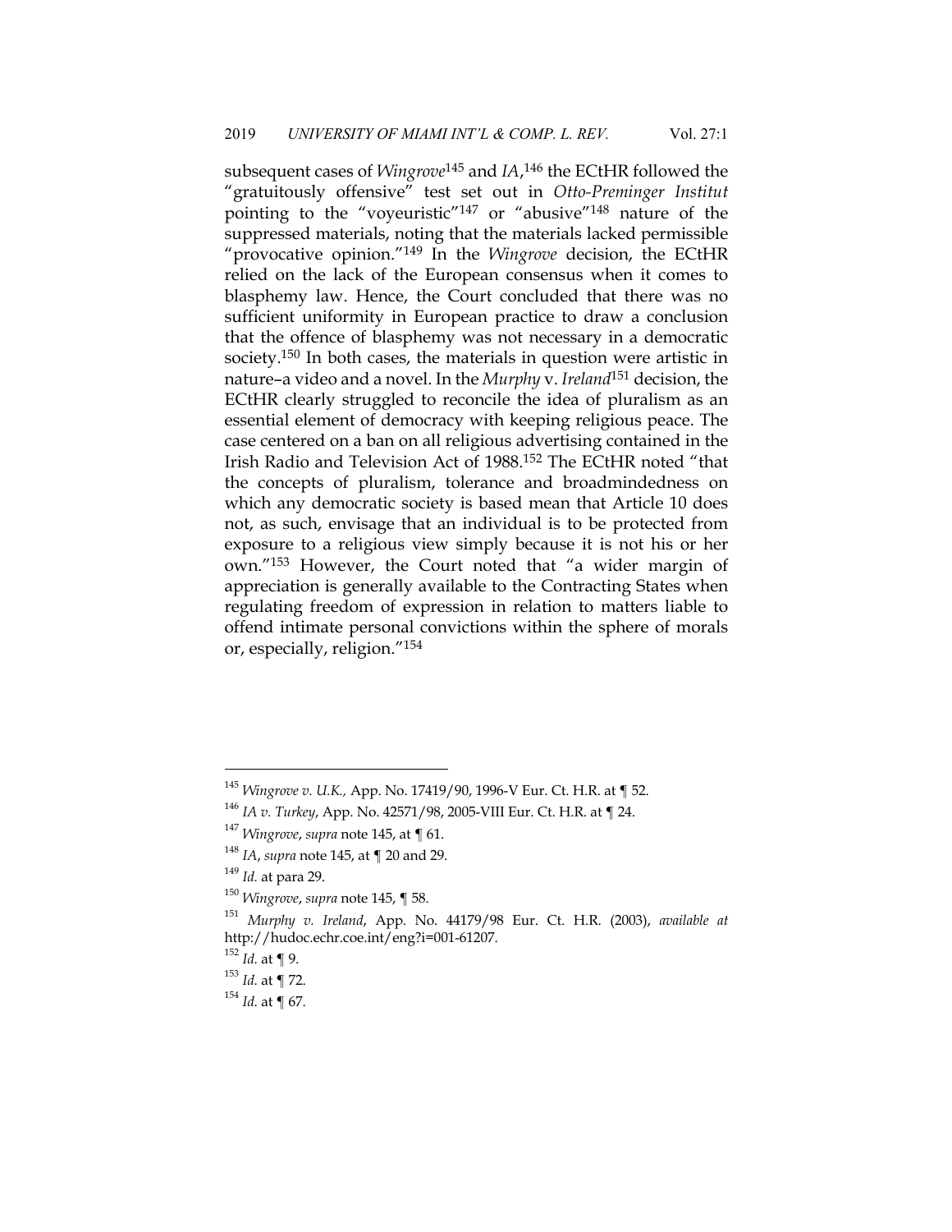subsequent cases of *Wingrove*[145] and *IA*,[146] the ECtHR followed the "gratuitously offensive" test set out in *Otto-Preminger Institut* pointing to the "voyeuristic"[147] or "abusive"[148] nature of the suppressed materials, noting that the materials lacked permissible "provocative opinion."[149] In the *Wingrove* decision, the ECtHR relied on the lack of the European consensus when it comes to blasphemy law. Hence, the Court concluded that there was no sufficient uniformity in European practice to draw a conclusion that the offence of blasphemy was not necessary in a democratic society.[150] In both cases, the materials in question were artistic in nature–a video and a novel. In the *Murphy* v. *Ireland*[151] decision, the ECtHR clearly struggled to reconcile the idea of pluralism as an essential element of democracy with keeping religious peace. The case centered on a ban on all religious advertising contained in the Irish Radio and Television Act of 1988.[152] The ECtHR noted "that the concepts of pluralism, tolerance and broadmindedness on which any democratic society is based mean that Article 10 does not, as such, envisage that an individual is to be protected from exposure to a religious view simply because it is not his or her own."[153] However, the Court noted that "a wider margin of appreciation is generally available to the Contracting States when regulating freedom of expression in relation to matters liable to offend intimate personal convictions within the sphere of morals or, especially, religion."[154]

---

[145] *Wingrove v. U.K.,* App. No. 17419/90, 1996-V Eur. Ct. H.R. at ¶ 52.

[146] *IA v. Turkey*, App. No. 42571/98, 2005-VIII Eur. Ct. H.R. at ¶ 24.

[147] *Wingrove*, *supra* note 145, at ¶ 61.

[148] *IA*, *supra* note 145, at ¶ 20 and 29.

[149] *Id.* at para 29.

[150] *Wingrove*, *supra* note 145, ¶ 58.

[151] *Murphy v. Ireland*, App. No. 44179/98 Eur. Ct. H.R. (2003), *available at* http://hudoc.echr.coe.int/eng?i=001-61207.

[152] *Id.* at ¶ 9.

[153] *Id.* at ¶ 72.

[154] *Id.* at ¶ 67.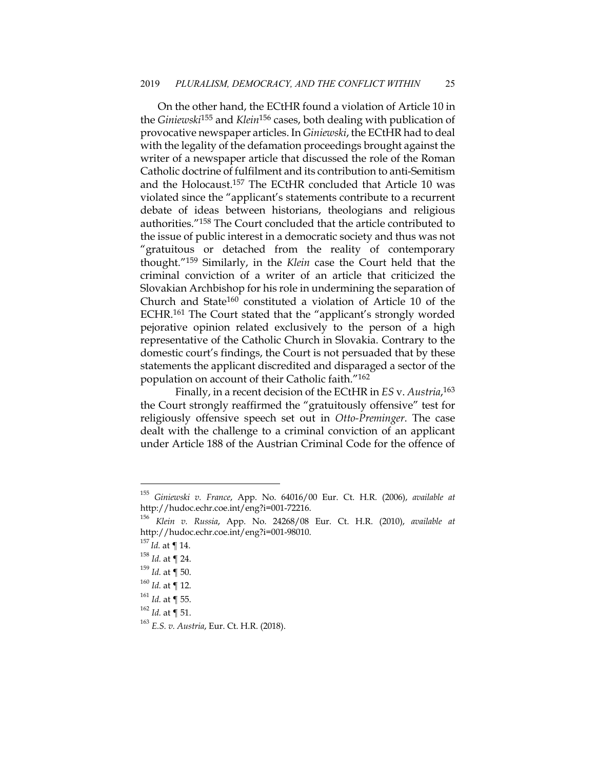On the other hand, the ECtHR found a violation of Article 10 in the *Giniewski*[155] and *Klein*[156] cases, both dealing with publication of provocative newspaper articles. In *Giniewski*, the ECtHR had to deal with the legality of the defamation proceedings brought against the writer of a newspaper article that discussed the role of the Roman Catholic doctrine of fulfilment and its contribution to anti-Semitism and the Holocaust.[157] The ECtHR concluded that Article 10 was violated since the "applicant's statements contribute to a recurrent debate of ideas between historians, theologians and religious authorities."[158] The Court concluded that the article contributed to the issue of public interest in a democratic society and thus was not "gratuitous or detached from the reality of contemporary thought."[159] Similarly, in the *Klein* case the Court held that the criminal conviction of a writer of an article that criticized the Slovakian Archbishop for his role in undermining the separation of Church and State[160] constituted a violation of Article 10 of the ECHR.[161] The Court stated that the "applicant's strongly worded pejorative opinion related exclusively to the person of a high representative of the Catholic Church in Slovakia. Contrary to the domestic court's findings, the Court is not persuaded that by these statements the applicant discredited and disparaged a sector of the population on account of their Catholic faith."[162]

Finally, in a recent decision of the ECtHR in *ES* v. *Austria*,[163] the Court strongly reaffirmed the "gratuitously offensive" test for religiously offensive speech set out in *Otto-Preminger*. The case dealt with the challenge to a criminal conviction of an applicant under Article 188 of the Austrian Criminal Code for the offence of

---

[155] *Giniewski v. France*, App. No. 64016/00 Eur. Ct. H.R. (2006), *available at* http://hudoc.echr.coe.int/eng?i=001-72216.

[156] *Klein v. Russia*, App. No. 24268/08 Eur. Ct. H.R. (2010), *available at* http://hudoc.echr.coe.int/eng?i=001-98010.

[157] *Id.* at ¶ 14.

[158] *Id.* at ¶ 24.

[159] *Id.* at ¶ 50.

[160] *Id.* at ¶ 12.

[161] *Id.* at ¶ 55.

[162] *Id.* at ¶ 51.

[163] *E.S. v. Austria*, Eur. Ct. H.R. (2018).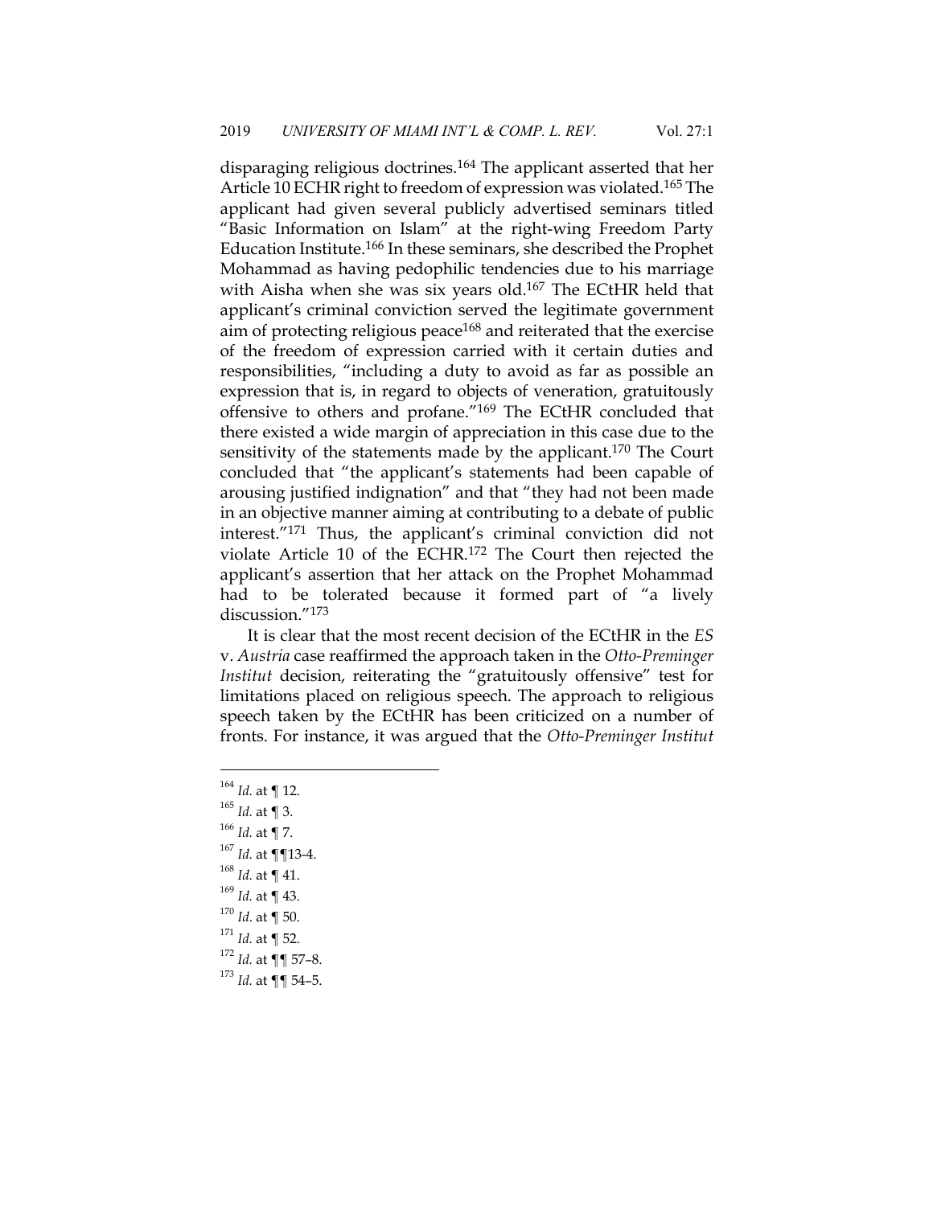disparaging religious doctrines.[164] The applicant asserted that her Article 10 ECHR right to freedom of expression was violated.[165] The applicant had given several publicly advertised seminars titled "Basic Information on Islam" at the right-wing Freedom Party Education Institute.[166] In these seminars, she described the Prophet Mohammad as having pedophilic tendencies due to his marriage with Aisha when she was six years old.[167] The ECtHR held that applicant's criminal conviction served the legitimate government aim of protecting religious peace[168] and reiterated that the exercise of the freedom of expression carried with it certain duties and responsibilities, "including a duty to avoid as far as possible an expression that is, in regard to objects of veneration, gratuitously offensive to others and profane."[169] The ECtHR concluded that there existed a wide margin of appreciation in this case due to the sensitivity of the statements made by the applicant.[170] The Court concluded that "the applicant's statements had been capable of arousing justified indignation" and that "they had not been made in an objective manner aiming at contributing to a debate of public interest."[171] Thus, the applicant's criminal conviction did not violate Article 10 of the ECHR.[172] The Court then rejected the applicant's assertion that her attack on the Prophet Mohammad had to be tolerated because it formed part of "a lively discussion."[173]

It is clear that the most recent decision of the ECtHR in the *ES* v. *Austria* case reaffirmed the approach taken in the *Otto-Preminger Institut* decision, reiterating the "gratuitously offensive" test for limitations placed on religious speech. The approach to religious speech taken by the ECtHR has been criticized on a number of fronts. For instance, it was argued that the *Otto-Preminger Institut*

---

[164] *Id.* at ¶ 12.

[165] *Id.* at ¶ 3.

[166] *Id.* at ¶ 7.

[167] *Id.* at ¶¶13-4.

[168] *Id.* at ¶ 41.

[169] *Id.* at ¶ 43.

[170] *Id.* at ¶ 50.

[171] *Id.* at ¶ 52.

[172] *Id.* at ¶¶ 57–8.

[173] *Id.* at ¶¶ 54–5.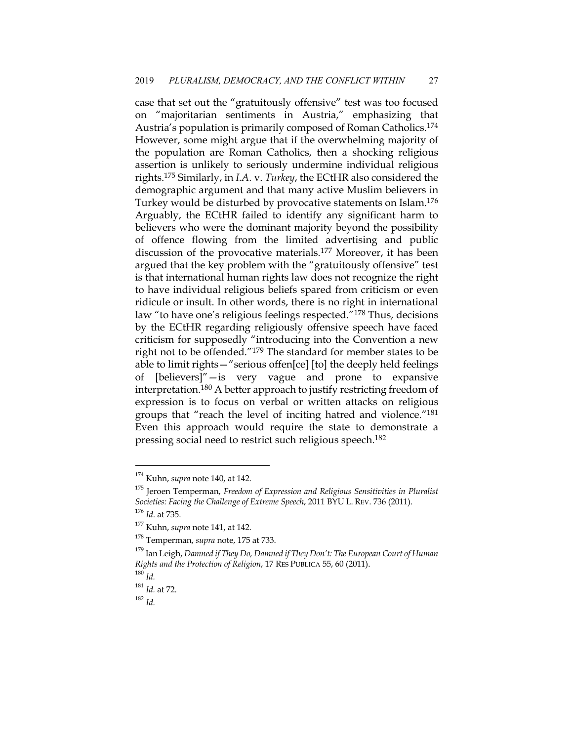case that set out the "gratuitously offensive" test was too focused on "majoritarian sentiments in Austria," emphasizing that Austria's population is primarily composed of Roman Catholics.[174] However, some might argue that if the overwhelming majority of the population are Roman Catholics, then a shocking religious assertion is unlikely to seriously undermine individual religious rights.[175] Similarly, in *I.A.* v. *Turkey*, the ECtHR also considered the demographic argument and that many active Muslim believers in Turkey would be disturbed by provocative statements on Islam.[176] Arguably, the ECtHR failed to identify any significant harm to believers who were the dominant majority beyond the possibility of offence flowing from the limited advertising and public discussion of the provocative materials.[177] Moreover, it has been argued that the key problem with the "gratuitously offensive" test is that international human rights law does not recognize the right to have individual religious beliefs spared from criticism or even ridicule or insult. In other words, there is no right in international law "to have one's religious feelings respected."[178] Thus, decisions by the ECtHR regarding religiously offensive speech have faced criticism for supposedly "introducing into the Convention a new right not to be offended."[179] The standard for member states to be able to limit rights—"serious offen[ce] [to] the deeply held feelings of [believers]"—is very vague and prone to expansive interpretation.[180] A better approach to justify restricting freedom of expression is to focus on verbal or written attacks on religious groups that "reach the level of inciting hatred and violence."[181] Even this approach would require the state to demonstrate a pressing social need to restrict such religious speech.[182]

---

[174] Kuhn, *supra* note 140, at 142.

[175] Jeroen Temperman, *Freedom of Expression and Religious Sensitivities in Pluralist Societies: Facing the Challenge of Extreme Speech*, 2011 BYU L. REV. 736 (2011).

[176] *Id*. at 735.

[177] Kuhn, *supra* note 141, at 142.

[178] Temperman, *supra* note, 175 at 733.

[179] Ian Leigh, *Damned if They Do, Damned if They Don't: The European Court of Human Rights and the Protection of Religion*, 17 RES PUBLICA 55, 60 (2011).

[180] *Id.*

[181] *Id.* at 72.

[182] *Id.*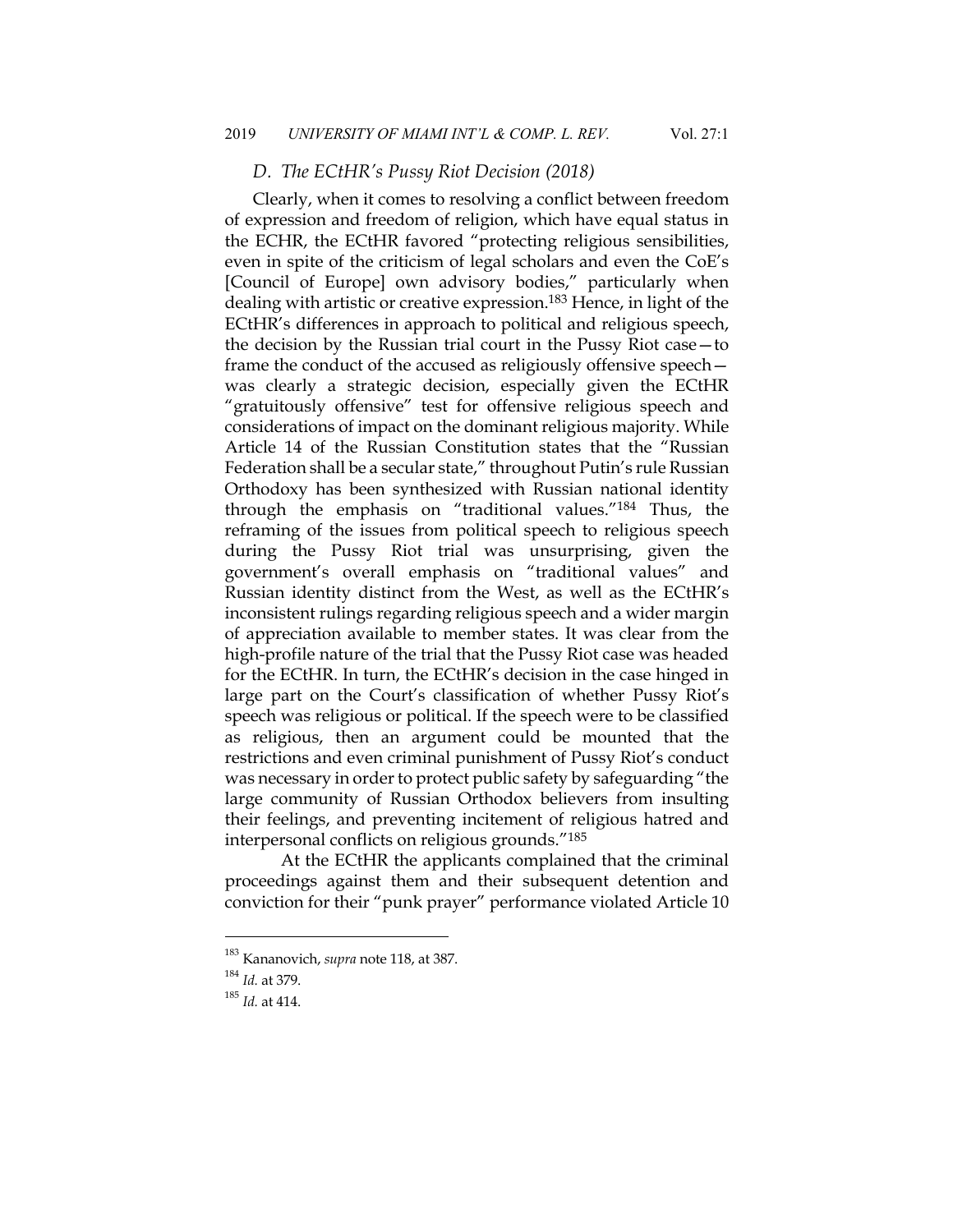### *D. The ECtHR's Pussy Riot Decision (2018)*

Clearly, when it comes to resolving a conflict between freedom of expression and freedom of religion, which have equal status in the ECHR, the ECtHR favored "protecting religious sensibilities, even in spite of the criticism of legal scholars and even the CoE's [Council of Europe] own advisory bodies," particularly when dealing with artistic or creative expression.[183] Hence, in light of the ECtHR's differences in approach to political and religious speech, the decision by the Russian trial court in the Pussy Riot case—to frame the conduct of the accused as religiously offensive speech—was clearly a strategic decision, especially given the ECtHR "gratuitously offensive" test for offensive religious speech and considerations of impact on the dominant religious majority. While Article 14 of the Russian Constitution states that the "Russian Federation shall be a secular state," throughout Putin's rule Russian Orthodoxy has been synthesized with Russian national identity through the emphasis on "traditional values."[184] Thus, the reframing of the issues from political speech to religious speech during the Pussy Riot trial was unsurprising, given the government's overall emphasis on "traditional values" and Russian identity distinct from the West, as well as the ECtHR's inconsistent rulings regarding religious speech and a wider margin of appreciation available to member states. It was clear from the high-profile nature of the trial that the Pussy Riot case was headed for the ECtHR. In turn, the ECtHR's decision in the case hinged in large part on the Court's classification of whether Pussy Riot's speech was religious or political. If the speech were to be classified as religious, then an argument could be mounted that the restrictions and even criminal punishment of Pussy Riot's conduct was necessary in order to protect public safety by safeguarding "the large community of Russian Orthodox believers from insulting their feelings, and preventing incitement of religious hatred and interpersonal conflicts on religious grounds."[185]

At the ECtHR the applicants complained that the criminal proceedings against them and their subsequent detention and conviction for their "punk prayer" performance violated Article 10

---

[183] Kananovich, *supra* note 118, at 387.

[184] *Id.* at 379.

[185] *Id.* at 414.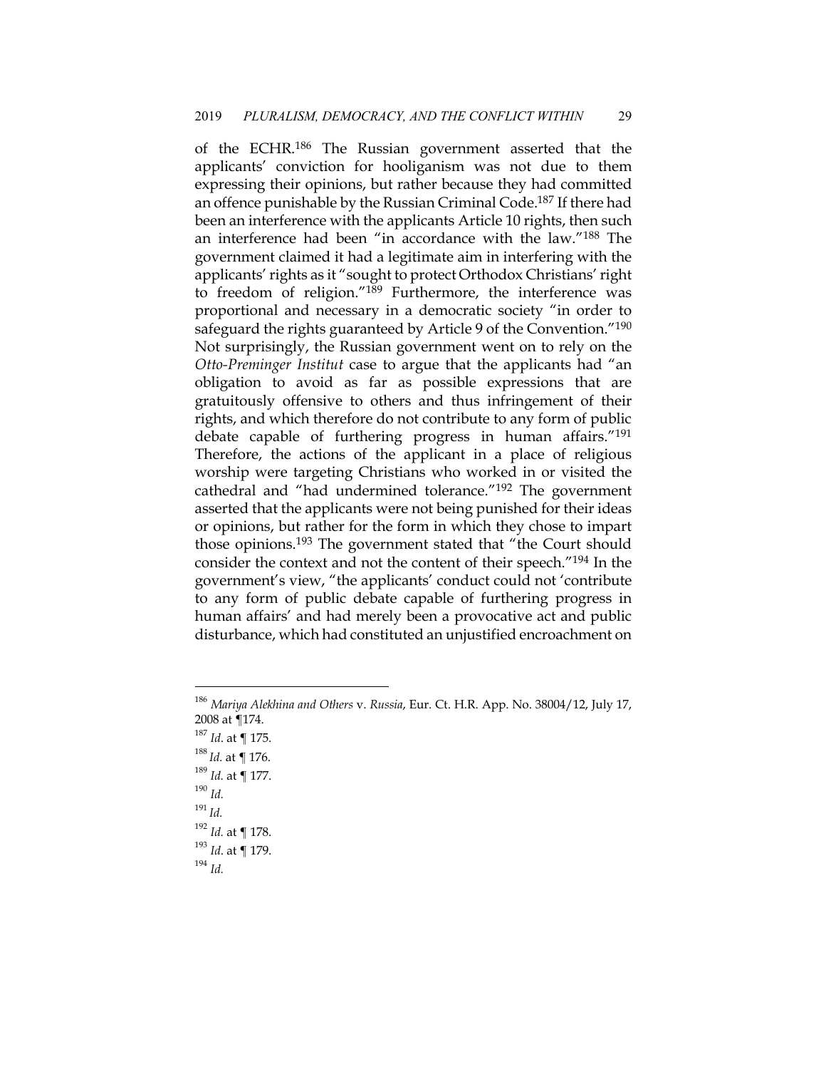of the ECHR.[186] The Russian government asserted that the applicants' conviction for hooliganism was not due to them expressing their opinions, but rather because they had committed an offence punishable by the Russian Criminal Code.[187] If there had been an interference with the applicants Article 10 rights, then such an interference had been "in accordance with the law."[188] The government claimed it had a legitimate aim in interfering with the applicants' rights as it "sought to protect Orthodox Christians' right to freedom of religion."[189] Furthermore, the interference was proportional and necessary in a democratic society "in order to safeguard the rights guaranteed by Article 9 of the Convention."[190] Not surprisingly, the Russian government went on to rely on the *Otto-Preminger Institut* case to argue that the applicants had "an obligation to avoid as far as possible expressions that are gratuitously offensive to others and thus infringement of their rights, and which therefore do not contribute to any form of public debate capable of furthering progress in human affairs."[191] Therefore, the actions of the applicant in a place of religious worship were targeting Christians who worked in or visited the cathedral and "had undermined tolerance."[192] The government asserted that the applicants were not being punished for their ideas or opinions, but rather for the form in which they chose to impart those opinions.[193] The government stated that "the Court should consider the context and not the content of their speech."[194] In the government's view, "the applicants' conduct could not 'contribute to any form of public debate capable of furthering progress in human affairs' and had merely been a provocative act and public disturbance, which had constituted an unjustified encroachment on

---

[186] *Mariya Alekhina and Others* v. *Russia*, Eur. Ct. H.R. App. No. 38004/12, July 17, 2008 at ¶174.

[187] *Id*. at ¶ 175.

[188] *Id.* at ¶ 176.

[189] *Id.* at ¶ 177.

[190] *Id.*

[191] *Id.*

[192] *Id.* at ¶ 178.

[193] *Id*. at ¶ 179.

[194] *Id.*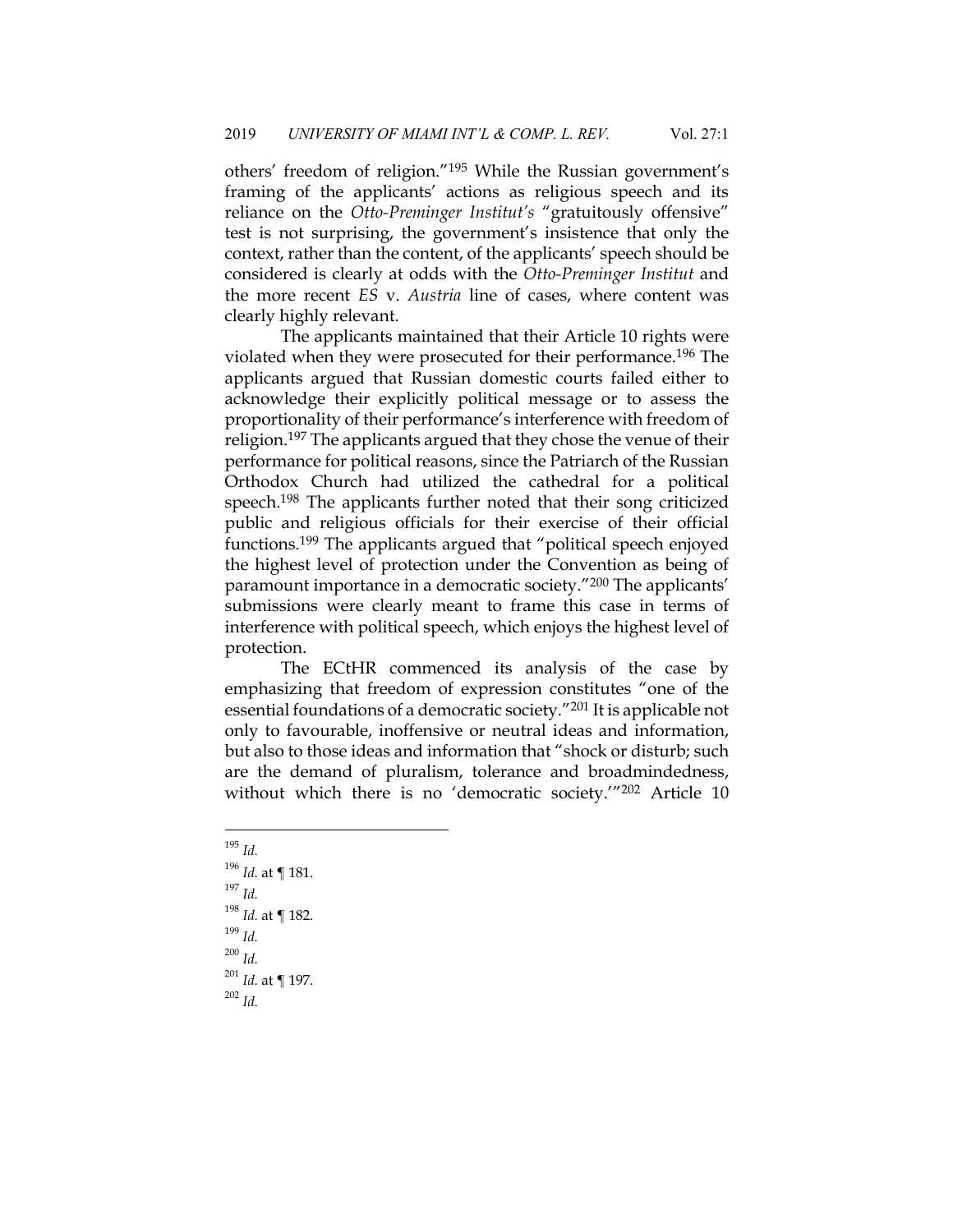others' freedom of religion."[195] While the Russian government's framing of the applicants' actions as religious speech and its reliance on the *Otto-Preminger Institut's* "gratuitously offensive" test is not surprising, the government's insistence that only the context, rather than the content, of the applicants' speech should be considered is clearly at odds with the *Otto-Preminger Institut* and the more recent *ES* v. *Austria* line of cases, where content was clearly highly relevant.

The applicants maintained that their Article 10 rights were violated when they were prosecuted for their performance.[196] The applicants argued that Russian domestic courts failed either to acknowledge their explicitly political message or to assess the proportionality of their performance's interference with freedom of religion.[197] The applicants argued that they chose the venue of their performance for political reasons, since the Patriarch of the Russian Orthodox Church had utilized the cathedral for a political speech.[198] The applicants further noted that their song criticized public and religious officials for their exercise of their official functions.[199] The applicants argued that "political speech enjoyed the highest level of protection under the Convention as being of paramount importance in a democratic society."[200] The applicants' submissions were clearly meant to frame this case in terms of interference with political speech, which enjoys the highest level of protection.

The ECtHR commenced its analysis of the case by emphasizing that freedom of expression constitutes "one of the essential foundations of a democratic society."[201] It is applicable not only to favourable, inoffensive or neutral ideas and information, but also to those ideas and information that "shock or disturb; such are the demand of pluralism, tolerance and broadmindedness, without which there is no 'democratic society.'"[202] Article 10

---

[195] *Id.*

[196] *Id.* at ¶ 181.

[197] *Id.*

[198] *Id.* at ¶ 182.

[199] *Id.*

[200] *Id.*

[201] *Id.* at ¶ 197.

[202] *Id.*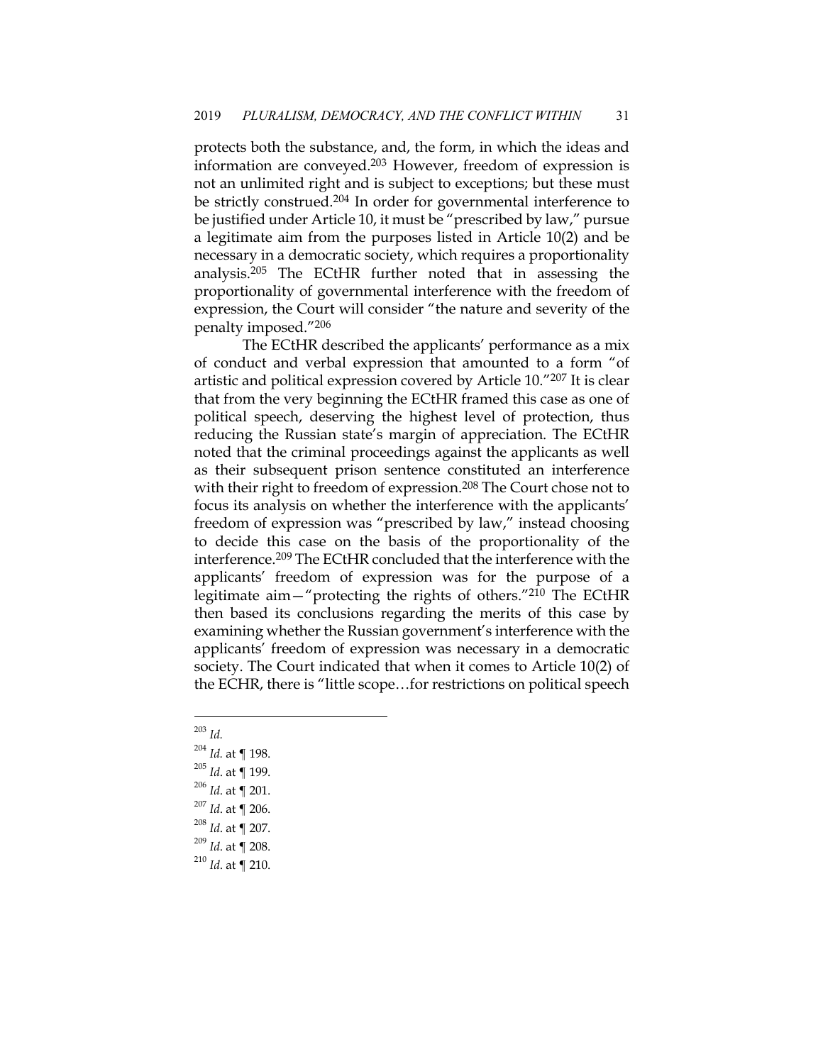protects both the substance, and, the form, in which the ideas and information are conveyed.[203] However, freedom of expression is not an unlimited right and is subject to exceptions; but these must be strictly construed.[204] In order for governmental interference to be justified under Article 10, it must be "prescribed by law," pursue a legitimate aim from the purposes listed in Article 10(2) and be necessary in a democratic society, which requires a proportionality analysis.[205] The ECtHR further noted that in assessing the proportionality of governmental interference with the freedom of expression, the Court will consider "the nature and severity of the penalty imposed."[206]

The ECtHR described the applicants' performance as a mix of conduct and verbal expression that amounted to a form "of artistic and political expression covered by Article 10."[207] It is clear that from the very beginning the ECtHR framed this case as one of political speech, deserving the highest level of protection, thus reducing the Russian state's margin of appreciation. The ECtHR noted that the criminal proceedings against the applicants as well as their subsequent prison sentence constituted an interference with their right to freedom of expression.[208] The Court chose not to focus its analysis on whether the interference with the applicants' freedom of expression was "prescribed by law," instead choosing to decide this case on the basis of the proportionality of the interference.[209] The ECtHR concluded that the interference with the applicants' freedom of expression was for the purpose of a legitimate aim—"protecting the rights of others."[210] The ECtHR then based its conclusions regarding the merits of this case by examining whether the Russian government's interference with the applicants' freedom of expression was necessary in a democratic society. The Court indicated that when it comes to Article 10(2) of the ECHR, there is "little scope…for restrictions on political speech

---

[203] *Id.*

[204] *Id.* at ¶ 198.

[205] *Id*. at ¶ 199.

[206] *Id*. at ¶ 201.

[207] *Id*. at ¶ 206.

[208] *Id*. at ¶ 207.

[209] *Id*. at ¶ 208.

[210] *Id*. at ¶ 210.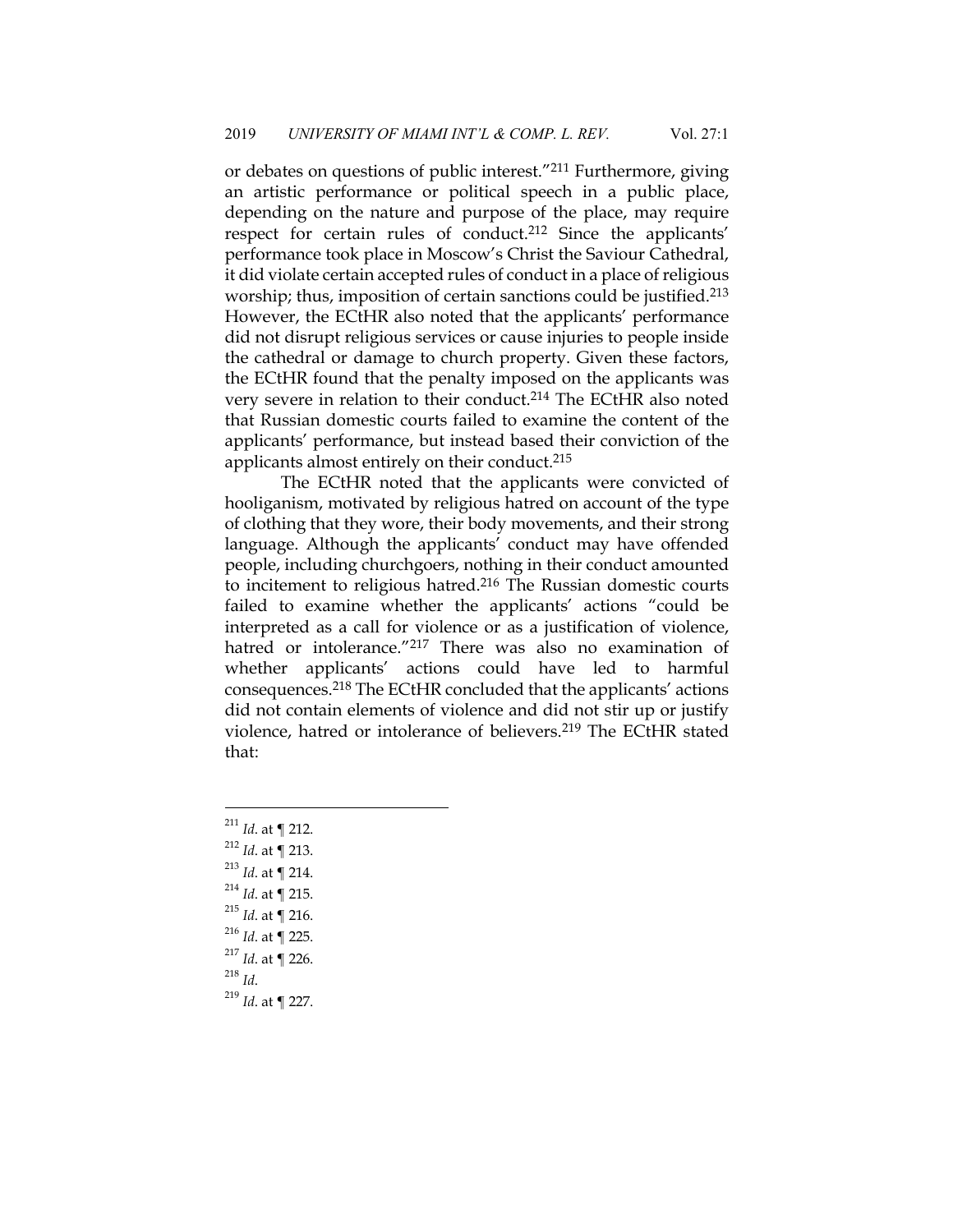or debates on questions of public interest."[211] Furthermore, giving an artistic performance or political speech in a public place, depending on the nature and purpose of the place, may require respect for certain rules of conduct.[212] Since the applicants' performance took place in Moscow's Christ the Saviour Cathedral, it did violate certain accepted rules of conduct in a place of religious worship; thus, imposition of certain sanctions could be justified.[213] However, the ECtHR also noted that the applicants' performance did not disrupt religious services or cause injuries to people inside the cathedral or damage to church property. Given these factors, the ECtHR found that the penalty imposed on the applicants was very severe in relation to their conduct.[214] The ECtHR also noted that Russian domestic courts failed to examine the content of the applicants' performance, but instead based their conviction of the applicants almost entirely on their conduct.[215]

The ECtHR noted that the applicants were convicted of hooliganism, motivated by religious hatred on account of the type of clothing that they wore, their body movements, and their strong language. Although the applicants' conduct may have offended people, including churchgoers, nothing in their conduct amounted to incitement to religious hatred.[216] The Russian domestic courts failed to examine whether the applicants' actions "could be interpreted as a call for violence or as a justification of violence, hatred or intolerance."[217] There was also no examination of whether applicants' actions could have led to harmful consequences.[218] The ECtHR concluded that the applicants' actions did not contain elements of violence and did not stir up or justify violence, hatred or intolerance of believers.[219] The ECtHR stated that:

---

[211] *Id*. at ¶ 212.
[212] *Id*. at ¶ 213.
[213] *Id*. at ¶ 214.
[214] *Id*. at ¶ 215.
[215] *Id*. at ¶ 216.
[216] *Id*. at ¶ 225.
[217] *Id*. at ¶ 226.
[218] *Id*.
[219] *Id*. at ¶ 227.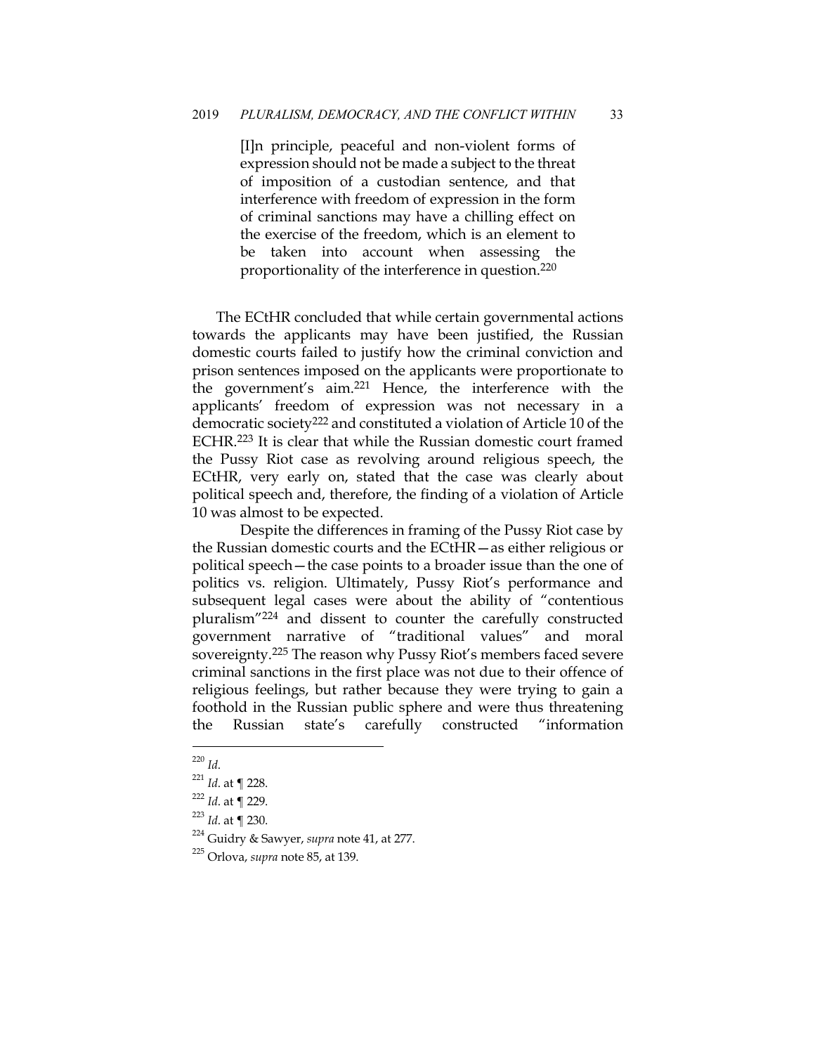> [I]n principle, peaceful and non-violent forms of expression should not be made a subject to the threat of imposition of a custodian sentence, and that interference with freedom of expression in the form of criminal sanctions may have a chilling effect on the exercise of the freedom, which is an element to be taken into account when assessing the proportionality of the interference in question.[220]

The ECtHR concluded that while certain governmental actions towards the applicants may have been justified, the Russian domestic courts failed to justify how the criminal conviction and prison sentences imposed on the applicants were proportionate to the government's aim.[221] Hence, the interference with the applicants' freedom of expression was not necessary in a democratic society[222] and constituted a violation of Article 10 of the ECHR.[223] It is clear that while the Russian domestic court framed the Pussy Riot case as revolving around religious speech, the ECtHR, very early on, stated that the case was clearly about political speech and, therefore, the finding of a violation of Article 10 was almost to be expected.

Despite the differences in framing of the Pussy Riot case by the Russian domestic courts and the ECtHR—as either religious or political speech—the case points to a broader issue than the one of politics vs. religion. Ultimately, Pussy Riot's performance and subsequent legal cases were about the ability of "contentious pluralism"[224] and dissent to counter the carefully constructed government narrative of "traditional values" and moral sovereignty.[225] The reason why Pussy Riot's members faced severe criminal sanctions in the first place was not due to their offence of religious feelings, but rather because they were trying to gain a foothold in the Russian public sphere and were thus threatening the Russian state's carefully constructed "information

---

[220] *Id*.

[221] *Id*. at ¶ 228.

[222] *Id*. at ¶ 229.

[223] *Id*. at ¶ 230.

[224] Guidry & Sawyer, *supra* note 41, at 277.

[225] Orlova, *supra* note 85, at 139.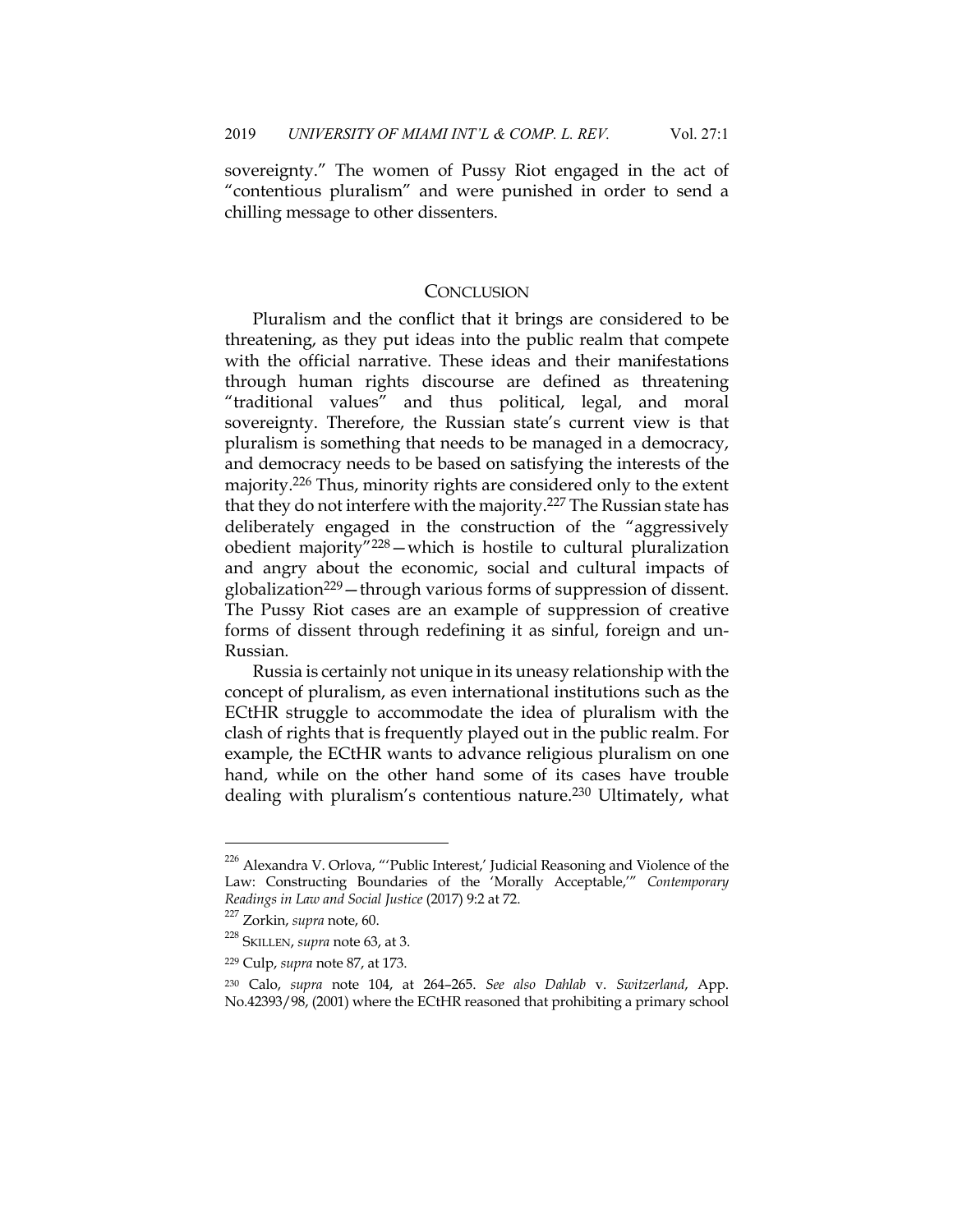sovereignty." The women of Pussy Riot engaged in the act of "contentious pluralism" and were punished in order to send a chilling message to other dissenters.

## CONCLUSION

Pluralism and the conflict that it brings are considered to be threatening, as they put ideas into the public realm that compete with the official narrative. These ideas and their manifestations through human rights discourse are defined as threatening "traditional values" and thus political, legal, and moral sovereignty. Therefore, the Russian state's current view is that pluralism is something that needs to be managed in a democracy, and democracy needs to be based on satisfying the interests of the majority.[226] Thus, minority rights are considered only to the extent that they do not interfere with the majority.[227] The Russian state has deliberately engaged in the construction of the "aggressively obedient majority"[228]—which is hostile to cultural pluralization and angry about the economic, social and cultural impacts of globalization[229]—through various forms of suppression of dissent. The Pussy Riot cases are an example of suppression of creative forms of dissent through redefining it as sinful, foreign and un-Russian.

Russia is certainly not unique in its uneasy relationship with the concept of pluralism, as even international institutions such as the ECtHR struggle to accommodate the idea of pluralism with the clash of rights that is frequently played out in the public realm. For example, the ECtHR wants to advance religious pluralism on one hand, while on the other hand some of its cases have trouble dealing with pluralism's contentious nature.[230] Ultimately, what

---

[226] Alexandra V. Orlova, "'Public Interest,' Judicial Reasoning and Violence of the Law: Constructing Boundaries of the 'Morally Acceptable,'" *Contemporary Readings in Law and Social Justice* (2017) 9:2 at 72.

[227] Zorkin, *supra* note, 60.

[228] SKILLEN, *supra* note 63, at 3.

[229] Culp, *supra* note 87, at 173.

[230] Calo, *supra* note 104, at 264–265. *See also Dahlab* v. *Switzerland*, App. No.42393/98, (2001) where the ECtHR reasoned that prohibiting a primary school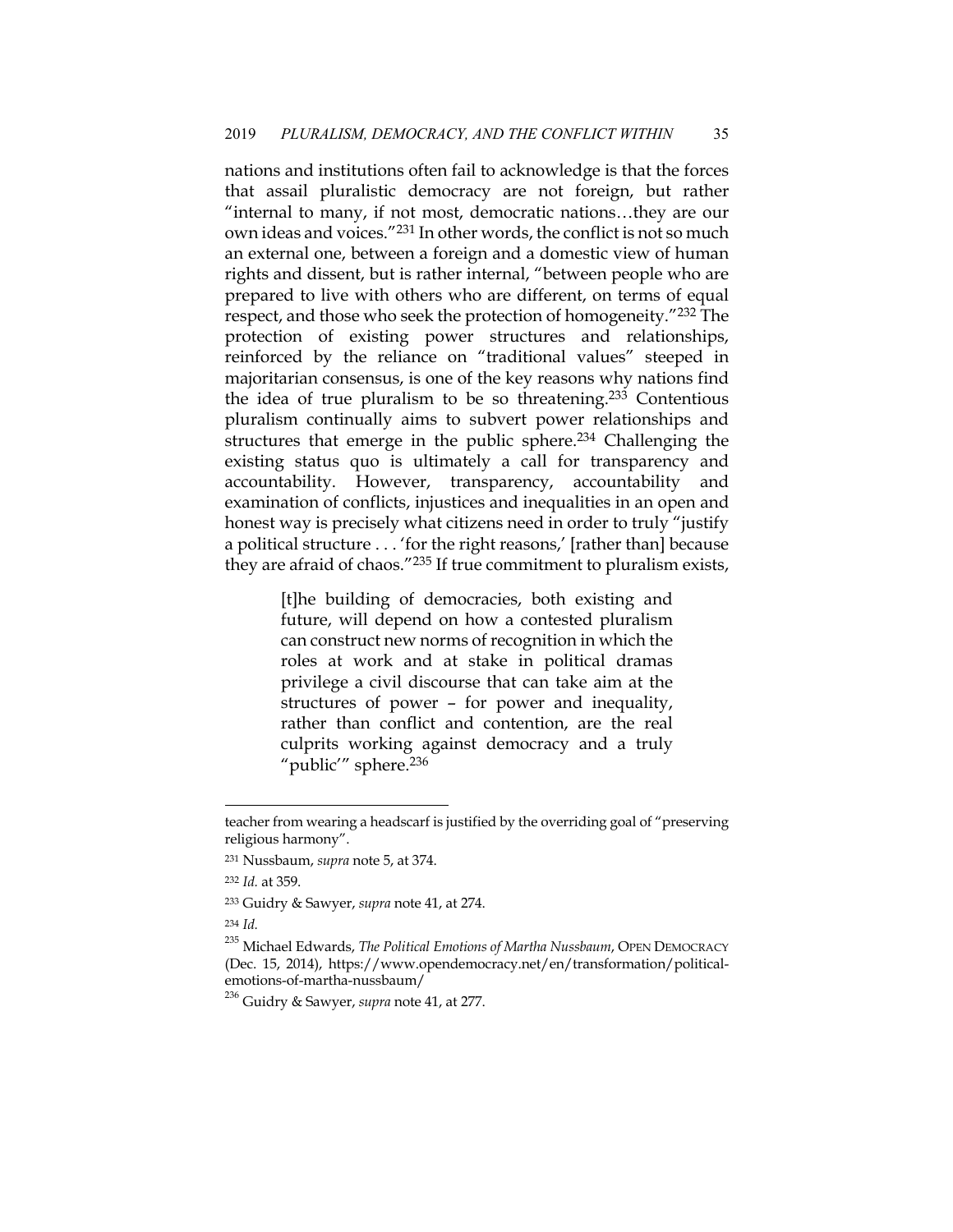nations and institutions often fail to acknowledge is that the forces that assail pluralistic democracy are not foreign, but rather "internal to many, if not most, democratic nations…they are our own ideas and voices."[231] In other words, the conflict is not so much an external one, between a foreign and a domestic view of human rights and dissent, but is rather internal, "between people who are prepared to live with others who are different, on terms of equal respect, and those who seek the protection of homogeneity."[232] The protection of existing power structures and relationships, reinforced by the reliance on "traditional values" steeped in majoritarian consensus, is one of the key reasons why nations find the idea of true pluralism to be so threatening.[233] Contentious pluralism continually aims to subvert power relationships and structures that emerge in the public sphere.[234] Challenging the existing status quo is ultimately a call for transparency and accountability. However, transparency, accountability and examination of conflicts, injustices and inequalities in an open and honest way is precisely what citizens need in order to truly "justify a political structure . . . 'for the right reasons,' [rather than] because they are afraid of chaos."[235] If true commitment to pluralism exists,

> [t]he building of democracies, both existing and future, will depend on how a contested pluralism can construct new norms of recognition in which the roles at work and at stake in political dramas privilege a civil discourse that can take aim at the structures of power – for power and inequality, rather than conflict and contention, are the real culprits working against democracy and a truly "public'" sphere.[236]

---

teacher from wearing a headscarf is justified by the overriding goal of "preserving religious harmony".

[231] Nussbaum, *supra* note 5, at 374.

[232] *Id.* at 359.

[233] Guidry & Sawyer, *supra* note 41, at 274.

[234] *Id.*

[235] Michael Edwards, *The Political Emotions of Martha Nussbaum*, OPEN DEMOCRACY (Dec. 15, 2014), https://www.opendemocracy.net/en/transformation/political-emotions-of-martha-nussbaum/

[236] Guidry & Sawyer, *supra* note 41, at 277.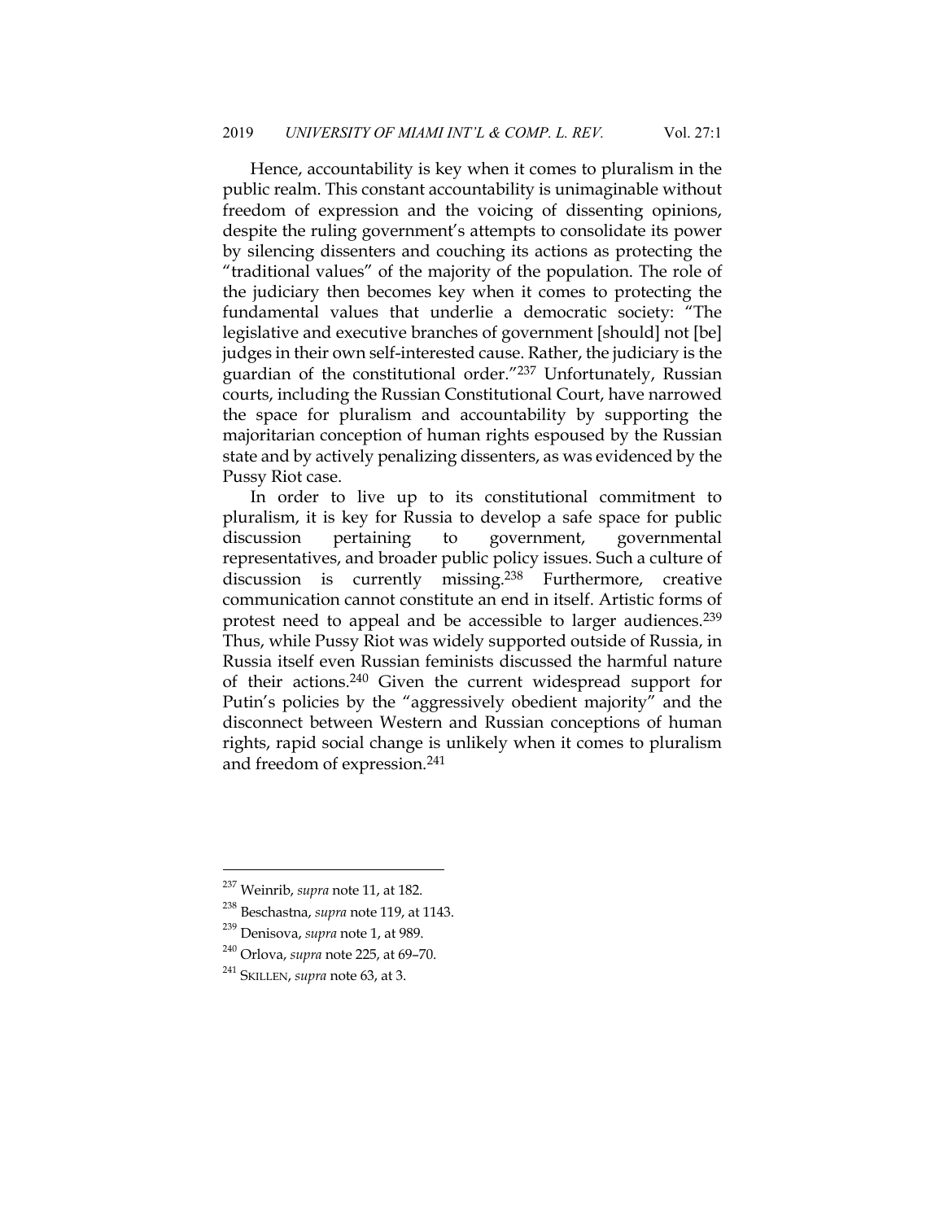Hence, accountability is key when it comes to pluralism in the public realm. This constant accountability is unimaginable without freedom of expression and the voicing of dissenting opinions, despite the ruling government's attempts to consolidate its power by silencing dissenters and couching its actions as protecting the "traditional values" of the majority of the population. The role of the judiciary then becomes key when it comes to protecting the fundamental values that underlie a democratic society: "The legislative and executive branches of government [should] not [be] judges in their own self-interested cause. Rather, the judiciary is the guardian of the constitutional order."[237] Unfortunately, Russian courts, including the Russian Constitutional Court, have narrowed the space for pluralism and accountability by supporting the majoritarian conception of human rights espoused by the Russian state and by actively penalizing dissenters, as was evidenced by the Pussy Riot case.

In order to live up to its constitutional commitment to pluralism, it is key for Russia to develop a safe space for public discussion pertaining to government, governmental representatives, and broader public policy issues. Such a culture of discussion is currently missing.[238] Furthermore, creative communication cannot constitute an end in itself. Artistic forms of protest need to appeal and be accessible to larger audiences.[239] Thus, while Pussy Riot was widely supported outside of Russia, in Russia itself even Russian feminists discussed the harmful nature of their actions.[240] Given the current widespread support for Putin's policies by the "aggressively obedient majority" and the disconnect between Western and Russian conceptions of human rights, rapid social change is unlikely when it comes to pluralism and freedom of expression.[241]

---

[237] Weinrib, *supra* note 11, at 182.

[238] Beschastna, *supra* note 119, at 1143.

[239] Denisova, *supra* note 1, at 989.

[240] Orlova, *supra* note 225, at 69–70.

[241] SKILLEN, *supra* note 63, at 3.